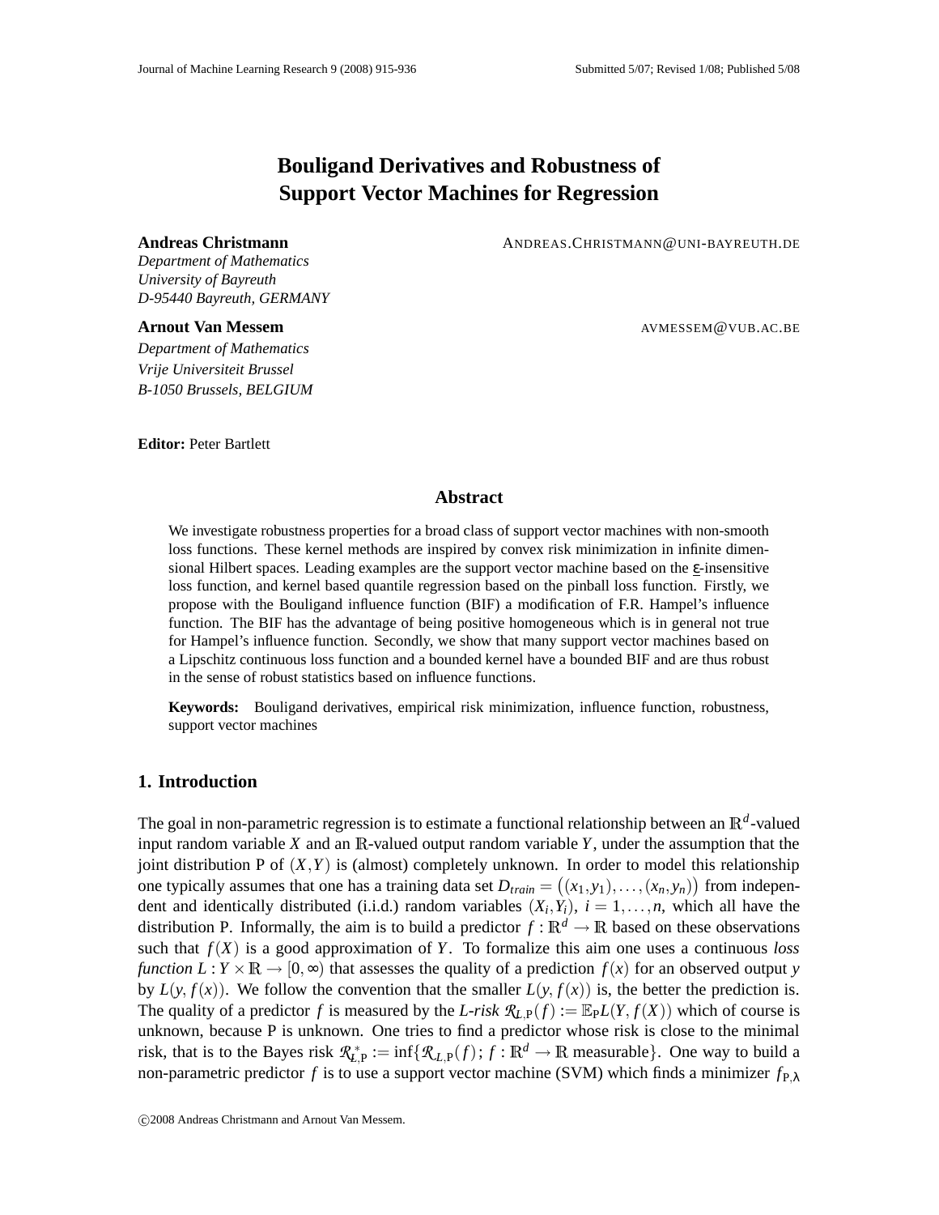# Bouligand Derivatives and Robustness of Support Vector Machines for Regression

**Andreas Christmann** ANDREAS.CHRISTMANN@UNI-BAYREUTH.DE
*Department of Mathematics*
*University of Bayreuth*
*D-95440 Bayreuth, GERMANY*

**Arnout Van Messem** AVMESSEM@VUB.AC.BE
*Department of Mathematics*
*Vrije Universiteit Brussel*
*B-1050 Brussels, BELGIUM*

**Editor:** Peter Bartlett

## Abstract

We investigate robustness properties for a broad class of support vector machines with non-smooth loss functions. These kernel methods are inspired by convex risk minimization in infinite dimensional Hilbert spaces. Leading examples are the support vector machine based on the $\varepsilon$-insensitive loss function, and kernel based quantile regression based on the pinball loss function. Firstly, we propose with the Bouligand influence function (BIF) a modification of F.R. Hampel's influence function. The BIF has the advantage of being positive homogeneous which is in general not true for Hampel's influence function. Secondly, we show that many support vector machines based on a Lipschitz continuous loss function and a bounded kernel have a bounded BIF and are thus robust in the sense of robust statistics based on influence functions.

**Keywords:** Bouligand derivatives, empirical risk minimization, influence function, robustness, support vector machines

## 1. Introduction

The goal in non-parametric regression is to estimate a functional relationship between an $\mathbb{R}^d$-valued input random variable $X$ and an $\mathbb{R}$-valued output random variable $Y$, under the assumption that the joint distribution P of $(X,Y)$ is (almost) completely unknown. In order to model this relationship one typically assumes that one has a training data set $D_{train} = \big((x_1,y_1),\ldots,(x_n,y_n)\big)$ from independent and identically distributed (i.i.d.) random variables $(X_i,Y_i)$, $i = 1,\ldots,n$, which all have the distribution P. Informally, the aim is to build a predictor $f : \mathbb{R}^d \to \mathbb{R}$ based on these observations such that $f(X)$ is a good approximation of $Y$. To formalize this aim one uses a continuous *loss function* $L : Y \times \mathbb{R} \to [0,\infty)$ that assesses the quality of a prediction $f(x)$ for an observed output $y$ by $L(y, f(x))$. We follow the convention that the smaller $L(y, f(x))$ is, the better the prediction is. The quality of a predictor $f$ is measured by the *L-risk* $\mathcal{R}_{L,\mathrm{P}}(f) := \mathbb{E}_{\mathrm{P}}L(Y, f(X))$ which of course is unknown, because P is unknown. One tries to find a predictor whose risk is close to the minimal risk, that is to the Bayes risk $\mathcal{R}^*_{L,\mathrm{P}} := \inf\{\mathcal{R}_{L,\mathrm{P}}(f)\,;\, f : \mathbb{R}^d \to \mathbb{R} \text{ measurable}\}$. One way to build a non-parametric predictor $f$ is to use a support vector machine (SVM) which finds a minimizer $f_{\mathrm{P},\lambda}$

©2008 Andreas Christmann and Arnout Van Messem.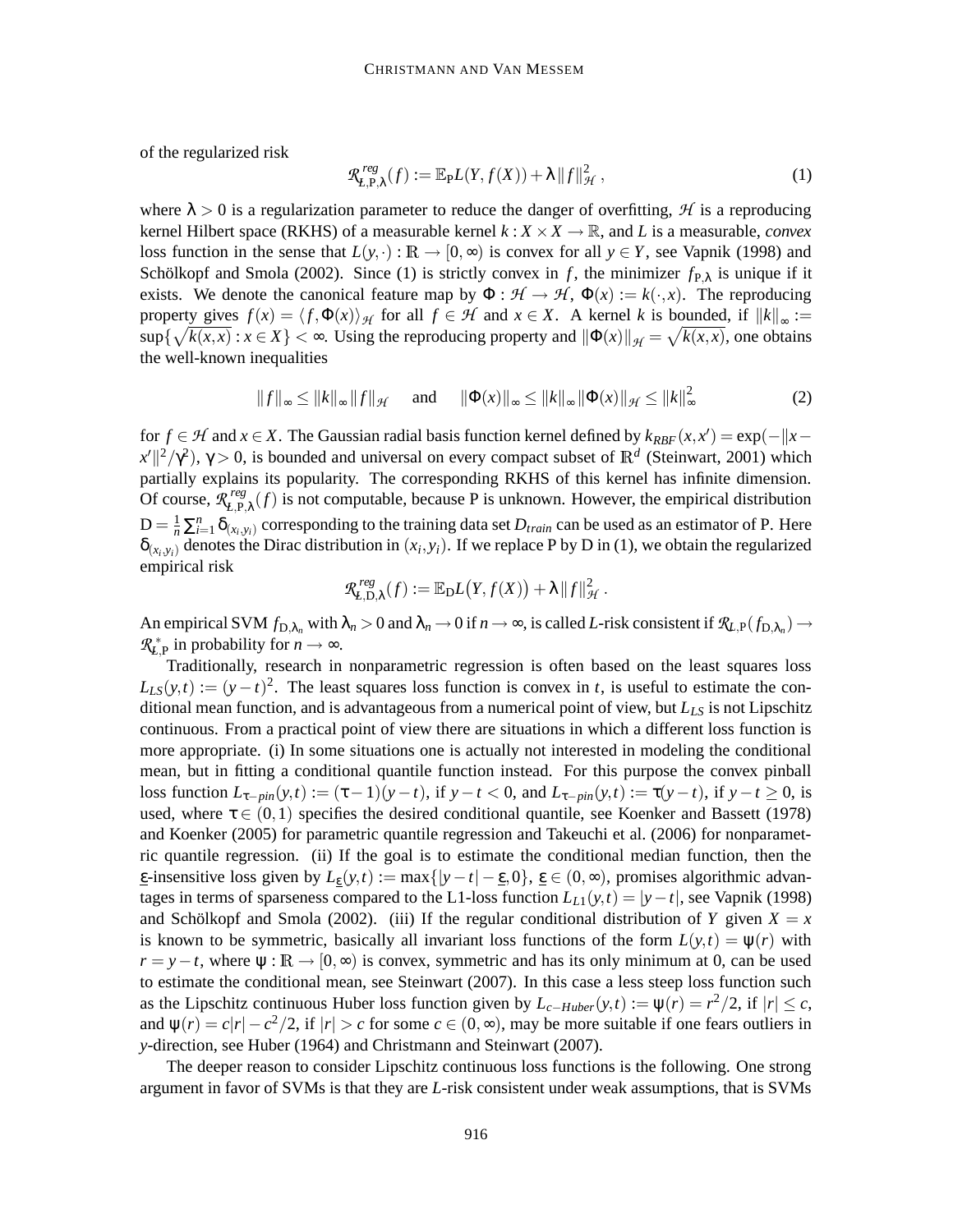of the regularized risk

$$\mathcal{R}^{reg}_{L,\mathrm{P},\lambda}(f) := \mathbb{E}_{\mathrm{P}} L(Y, f(X)) + \lambda \|f\|^2_{\mathcal{H}}, \tag{1}$$

where $\lambda > 0$ is a regularization parameter to reduce the danger of overfitting, $\mathcal{H}$ is a reproducing kernel Hilbert space (RKHS) of a measurable kernel $k : X \times X \to \mathbb{R}$, and $L$ is a measurable, *convex* loss function in the sense that $L(y,\cdot) : \mathbb{R} \to [0,\infty)$ is convex for all $y \in Y$, see Vapnik (1998) and Schölkopf and Smola (2002). Since (1) is strictly convex in $f$, the minimizer $f_{\mathrm{P},\lambda}$ is unique if it exists. We denote the canonical feature map by $\Phi : \mathcal{H} \to \mathcal{H}$, $\Phi(x) := k(\cdot, x)$. The reproducing property gives $f(x) = \langle f, \Phi(x) \rangle_{\mathcal{H}}$ for all $f \in \mathcal{H}$ and $x \in X$. A kernel $k$ is bounded, if $\|k\|_\infty := \sup\{\sqrt{k(x,x)} : x \in X\} < \infty$. Using the reproducing property and $\|\Phi(x)\|_{\mathcal{H}} = \sqrt{k(x,x)}$, one obtains the well-known inequalities

$$\|f\|_\infty \leq \|k\|_\infty \|f\|_{\mathcal{H}} \quad \text{and} \quad \|\Phi(x)\|_\infty \leq \|k\|_\infty \|\Phi(x)\|_{\mathcal{H}} \leq \|k\|^2_\infty \tag{2}$$

for $f \in \mathcal{H}$ and $x \in X$. The Gaussian radial basis function kernel defined by $k_{RBF}(x,x') = \exp(-\|x - x'\|^2/\gamma^2)$, $\gamma > 0$, is bounded and universal on every compact subset of $\mathbb{R}^d$ (Steinwart, 2001) which partially explains its popularity. The corresponding RKHS of this kernel has infinite dimension. Of course, $\mathcal{R}^{reg}_{L,\mathrm{P},\lambda}(f)$ is not computable, because P is unknown. However, the empirical distribution $\mathrm{D} = \frac{1}{n}\sum_{i=1}^n \delta_{(x_i,y_i)}$ corresponding to the training data set $D_{train}$ can be used as an estimator of P. Here $\delta_{(x_i,y_i)}$ denotes the Dirac distribution in $(x_i, y_i)$. If we replace P by D in (1), we obtain the regularized empirical risk

$$\mathcal{R}^{reg}_{L,\mathrm{D},\lambda}(f) := \mathbb{E}_{\mathrm{D}} L\big(Y, f(X)\big) + \lambda \|f\|^2_{\mathcal{H}}.$$

An empirical SVM $f_{\mathrm{D},\lambda_n}$ with $\lambda_n > 0$ and $\lambda_n \to 0$ if $n \to \infty$, is called $L$-risk consistent if $\mathcal{R}_{L,\mathrm{P}}(f_{\mathrm{D},\lambda_n}) \to \mathcal{R}^*_{L,\mathrm{P}}$ in probability for $n \to \infty$.

Traditionally, research in nonparametric regression is often based on the least squares loss $L_{LS}(y,t) := (y-t)^2$. The least squares loss function is convex in $t$, is useful to estimate the conditional mean function, and is advantageous from a numerical point of view, but $L_{LS}$ is not Lipschitz continuous. From a practical point of view there are situations in which a different loss function is more appropriate. (i) In some situations one is actually not interested in modeling the conditional mean, but in fitting a conditional quantile function instead. For this purpose the convex pinball loss function $L_{\tau-pin}(y,t) := (\tau - 1)(y-t)$, if $y - t < 0$, and $L_{\tau-pin}(y,t) := \tau(y-t)$, if $y - t \geq 0$, is used, where $\tau \in (0,1)$ specifies the desired conditional quantile, see Koenker and Bassett (1978) and Koenker (2005) for parametric quantile regression and Takeuchi et al. (2006) for nonparametric quantile regression. (ii) If the goal is to estimate the conditional median function, then the $\underline{\varepsilon}$-insensitive loss given by $L_{\underline{\varepsilon}}(y,t) := \max\{|y-t| - \underline{\varepsilon}, 0\}$, $\underline{\varepsilon} \in (0,\infty)$, promises algorithmic advantages in terms of sparseness compared to the L1-loss function $L_{L1}(y,t) = |y-t|$, see Vapnik (1998) and Schölkopf and Smola (2002). (iii) If the regular conditional distribution of $Y$ given $X = x$ is known to be symmetric, basically all invariant loss functions of the form $L(y,t) = \psi(r)$ with $r = y - t$, where $\psi : \mathbb{R} \to [0,\infty)$ is convex, symmetric and has its only minimum at 0, can be used to estimate the conditional mean, see Steinwart (2007). In this case a less steep loss function such as the Lipschitz continuous Huber loss function given by $L_{c-Huber}(y,t) := \psi(r) = r^2/2$, if $|r| \leq c$, and $\psi(r) = c|r| - c^2/2$, if $|r| > c$ for some $c \in (0,\infty)$, may be more suitable if one fears outliers in $y$-direction, see Huber (1964) and Christmann and Steinwart (2007).

The deeper reason to consider Lipschitz continuous loss functions is the following. One strong argument in favor of SVMs is that they are $L$-risk consistent under weak assumptions, that is SVMs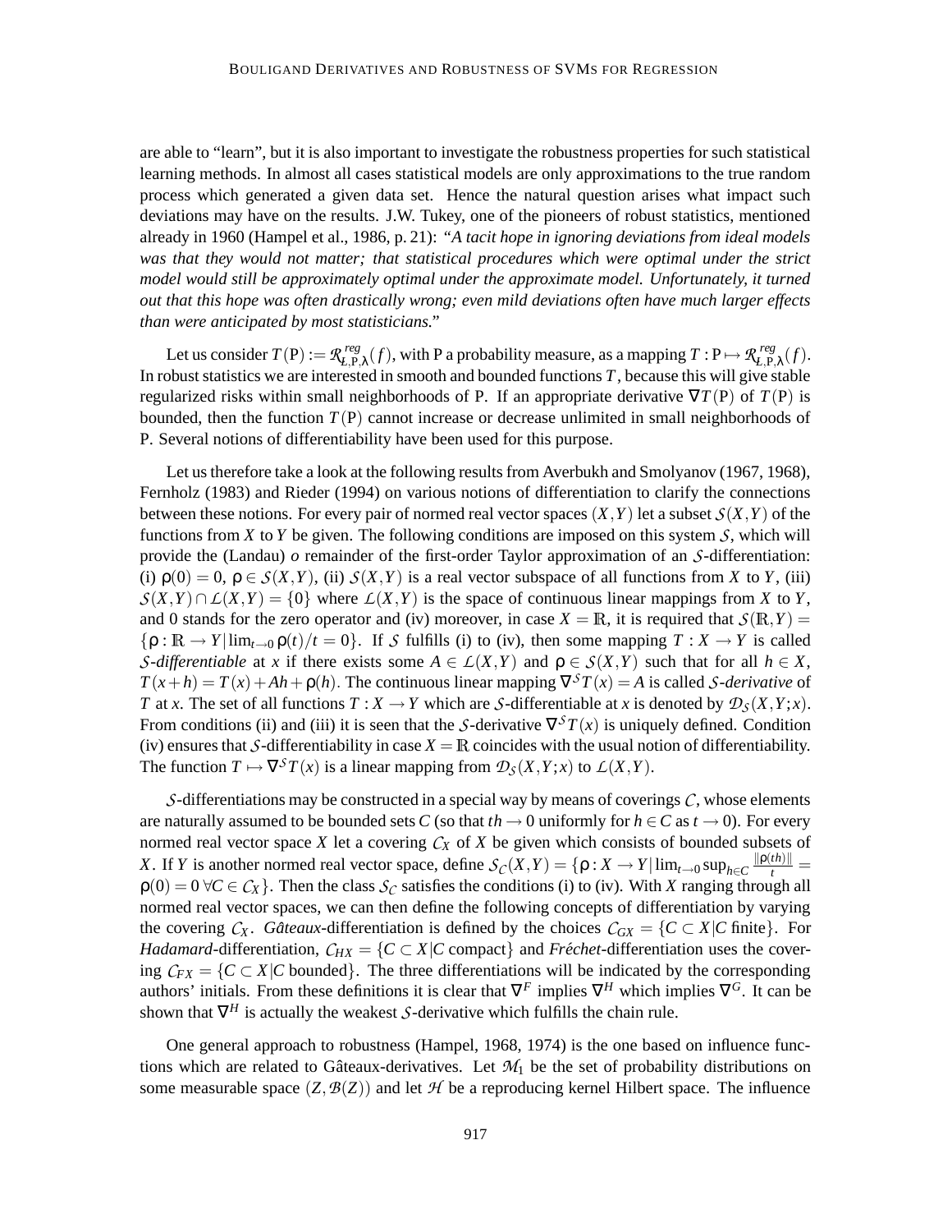are able to "learn", but it is also important to investigate the robustness properties for such statistical learning methods. In almost all cases statistical models are only approximations to the true random process which generated a given data set. Hence the natural question arises what impact such deviations may have on the results. J.W. Tukey, one of the pioneers of robust statistics, mentioned already in 1960 (Hampel et al., 1986, p. 21): *"A tacit hope in ignoring deviations from ideal models was that they would not matter; that statistical procedures which were optimal under the strict model would still be approximately optimal under the approximate model. Unfortunately, it turned out that this hope was often drastically wrong; even mild deviations often have much larger effects than were anticipated by most statisticians."*

Let us consider $T(\mathrm{P}) := \mathcal{R}^{reg}_{L,\mathrm{P},\lambda}(f)$, with P a probability measure, as a mapping $T : \mathrm{P} \mapsto \mathcal{R}^{reg}_{L,\mathrm{P},\lambda}(f)$. In robust statistics we are interested in smooth and bounded functions $T$, because this will give stable regularized risks within small neighborhoods of P. If an appropriate derivative $\nabla T(\mathrm{P})$ of $T(\mathrm{P})$ is bounded, then the function $T(\mathrm{P})$ cannot increase or decrease unlimited in small neighborhoods of P. Several notions of differentiability have been used for this purpose.

Let us therefore take a look at the following results from Averbukh and Smolyanov (1967, 1968), Fernholz (1983) and Rieder (1994) on various notions of differentiation to clarify the connections between these notions. For every pair of normed real vector spaces $(X,Y)$ let a subset $\mathcal{S}(X,Y)$ of the functions from $X$ to $Y$ be given. The following conditions are imposed on this system $\mathcal{S}$, which will provide the (Landau) $o$ remainder of the first-order Taylor approximation of an $\mathcal{S}$-differentiation: (i) $\rho(0) = 0$, $\rho \in \mathcal{S}(X,Y)$, (ii) $\mathcal{S}(X,Y)$ is a real vector subspace of all functions from $X$ to $Y$, (iii) $\mathcal{S}(X,Y) \cap \mathcal{L}(X,Y) = \{0\}$ where $\mathcal{L}(X,Y)$ is the space of continuous linear mappings from $X$ to $Y$, and 0 stands for the zero operator and (iv) moreover, in case $X = \mathbb{R}$, it is required that $\mathcal{S}(\mathbb{R},Y) = \{\rho : \mathbb{R} \to Y | \lim_{t \to 0} \rho(t)/t = 0\}$. If $\mathcal{S}$ fulfills (i) to (iv), then some mapping $T : X \to Y$ is called *$\mathcal{S}$-differentiable* at $x$ if there exists some $A \in \mathcal{L}(X,Y)$ and $\rho \in \mathcal{S}(X,Y)$ such that for all $h \in X$, $T(x+h) = T(x) + Ah + \rho(h)$. The continuous linear mapping $\nabla^{\mathcal{S}} T(x) = A$ is called *$\mathcal{S}$-derivative* of $T$ at $x$. The set of all functions $T : X \to Y$ which are $\mathcal{S}$-differentiable at $x$ is denoted by $\mathcal{D}_{\mathcal{S}}(X,Y;x)$. From conditions (ii) and (iii) it is seen that the $\mathcal{S}$-derivative $\nabla^{\mathcal{S}} T(x)$ is uniquely defined. Condition (iv) ensures that $\mathcal{S}$-differentiability in case $X = \mathbb{R}$ coincides with the usual notion of differentiability. The function $T \mapsto \nabla^{\mathcal{S}} T(x)$ is a linear mapping from $\mathcal{D}_{\mathcal{S}}(X,Y;x)$ to $\mathcal{L}(X,Y)$.

$\mathcal{S}$-differentiations may be constructed in a special way by means of coverings $\mathcal{C}$, whose elements are naturally assumed to be bounded sets $C$ (so that $th \to 0$ uniformly for $h \in C$ as $t \to 0$). For every normed real vector space $X$ let a covering $\mathcal{C}_X$ of $X$ be given which consists of bounded subsets of $X$. If $Y$ is another normed real vector space, define $\mathcal{S}_{\mathcal{C}}(X,Y) = \{\rho : X \to Y | \lim_{t \to 0} \sup_{h \in C} \frac{\|\rho(th)\|}{t} = \rho(0) = 0 \; \forall C \in \mathcal{C}_X\}$. Then the class $\mathcal{S}_{\mathcal{C}}$ satisfies the conditions (i) to (iv). With $X$ ranging through all normed real vector spaces, we can then define the following concepts of differentiation by varying the covering $\mathcal{C}_X$. *Gâteaux*-differentiation is defined by the choices $\mathcal{C}_{GX} = \{C \subset X | C \text{ finite}\}$. For *Hadamard*-differentiation, $\mathcal{C}_{HX} = \{C \subset X | C \text{ compact}\}$ and *Fréchet*-differentiation uses the covering $\mathcal{C}_{FX} = \{C \subset X | C \text{ bounded}\}$. The three differentiations will be indicated by the corresponding authors' initials. From these definitions it is clear that $\nabla^F$ implies $\nabla^H$ which implies $\nabla^G$. It can be shown that $\nabla^H$ is actually the weakest $\mathcal{S}$-derivative which fulfills the chain rule.

One general approach to robustness (Hampel, 1968, 1974) is the one based on influence functions which are related to Gâteaux-derivatives. Let $\mathcal{M}_1$ be the set of probability distributions on some measurable space $(Z, \mathcal{B}(Z))$ and let $\mathcal{H}$ be a reproducing kernel Hilbert space. The influence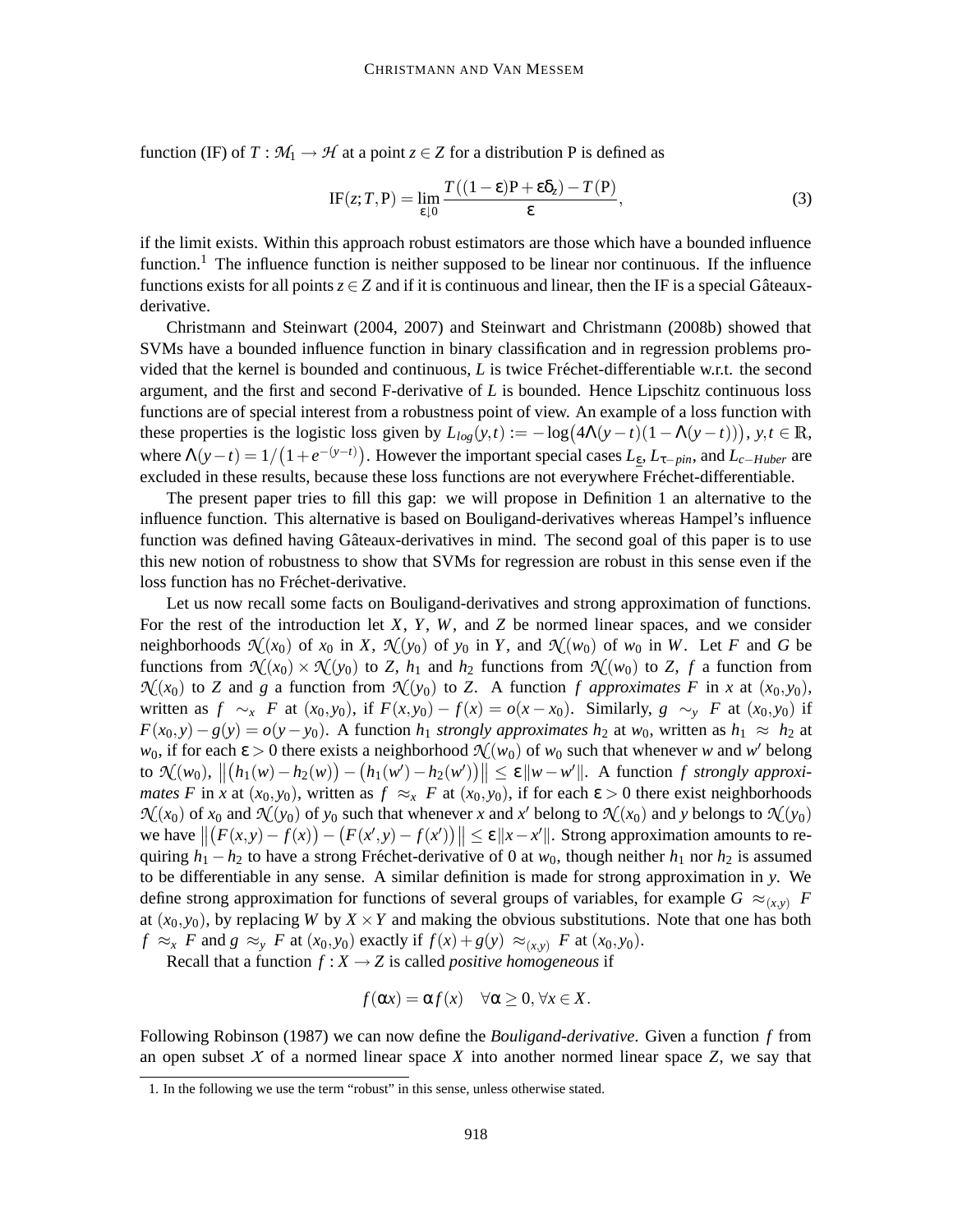function (IF) of $T : \mathcal{M}_1 \to \mathcal{H}$ at a point $z \in Z$ for a distribution P is defined as

$$\mathrm{IF}(z;T,\mathrm{P}) = \lim_{\varepsilon \downarrow 0} \frac{T\big((1-\varepsilon)\mathrm{P} + \varepsilon\delta_z\big) - T(\mathrm{P})}{\varepsilon}, \tag{3}$$

if the limit exists. Within this approach robust estimators are those which have a bounded influence function.[1] The influence function is neither supposed to be linear nor continuous. If the influence functions exists for all points $z \in Z$ and if it is continuous and linear, then the IF is a special Gâteaux-derivative.

Christmann and Steinwart (2004, 2007) and Steinwart and Christmann (2008b) showed that SVMs have a bounded influence function in binary classification and in regression problems provided that the kernel is bounded and continuous, $L$ is twice Fréchet-differentiable w.r.t. the second argument, and the first and second F-derivative of $L$ is bounded. Hence Lipschitz continuous loss functions are of special interest from a robustness point of view. An example of a loss function with these properties is the logistic loss given by $L_{log}(y,t) := -\log\big(4\Lambda(y-t)(1-\Lambda(y-t))\big)$, $y,t \in \mathbb{R}$, where $\Lambda(y-t) = 1/\big(1+e^{-(y-t)}\big)$. However the important special cases $L_{\underline{\varepsilon}}$, $L_{\tau-pin}$, and $L_{c-Huber}$ are excluded in these results, because these loss functions are not everywhere Fréchet-differentiable.

The present paper tries to fill this gap: we will propose in Definition 1 an alternative to the influence function. This alternative is based on Bouligand-derivatives whereas Hampel's influence function was defined having Gâteaux-derivatives in mind. The second goal of this paper is to use this new notion of robustness to show that SVMs for regression are robust in this sense even if the loss function has no Fréchet-derivative.

Let us now recall some facts on Bouligand-derivatives and strong approximation of functions. For the rest of the introduction let $X$, $Y$, $W$, and $Z$ be normed linear spaces, and we consider neighborhoods $\mathcal{N}(x_0)$ of $x_0$ in $X$, $\mathcal{N}(y_0)$ of $y_0$ in $Y$, and $\mathcal{N}(w_0)$ of $w_0$ in $W$. Let $F$ and $G$ be functions from $\mathcal{N}(x_0) \times \mathcal{N}(y_0)$ to $Z$, $h_1$ and $h_2$ functions from $\mathcal{N}(w_0)$ to $Z$, $f$ a function from $\mathcal{N}(x_0)$ to $Z$ and $g$ a function from $\mathcal{N}(y_0)$ to $Z$. A function $f$ *approximates* $F$ in $x$ at $(x_0,y_0)$, written as $f \sim_x F$ at $(x_0,y_0)$, if $F(x,y_0) - f(x) = o(x-x_0)$. Similarly, $g \sim_y F$ at $(x_0,y_0)$ if $F(x_0,y) - g(y) = o(y-y_0)$. A function $h_1$ *strongly approximates* $h_2$ at $w_0$, written as $h_1 \approx h_2$ at $w_0$, if for each $\varepsilon > 0$ there exists a neighborhood $\mathcal{N}(w_0)$ of $w_0$ such that whenever $w$ and $w'$ belong to $\mathcal{N}(w_0)$, $\big\|\big(h_1(w) - h_2(w)\big) - \big(h_1(w') - h_2(w')\big)\big\| \le \varepsilon \|w - w'\|$. A function $f$ *strongly approximates* $F$ in $x$ at $(x_0,y_0)$, written as $f \approx_x F$ at $(x_0,y_0)$, if for each $\varepsilon > 0$ there exist neighborhoods $\mathcal{N}(x_0)$ of $x_0$ and $\mathcal{N}(y_0)$ of $y_0$ such that whenever $x$ and $x'$ belong to $\mathcal{N}(x_0)$ and $y$ belongs to $\mathcal{N}(y_0)$ we have $\big\|\big(F(x,y) - f(x)\big) - \big(F(x',y) - f(x')\big)\big\| \le \varepsilon\|x - x'\|$. Strong approximation amounts to requiring $h_1 - h_2$ to have a strong Fréchet-derivative of 0 at $w_0$, though neither $h_1$ nor $h_2$ is assumed to be differentiable in any sense. A similar definition is made for strong approximation in $y$. We define strong approximation for functions of several groups of variables, for example $G \approx_{(x,y)} F$ at $(x_0,y_0)$, by replacing $W$ by $X \times Y$ and making the obvious substitutions. Note that one has both $f \approx_x F$ and $g \approx_y F$ at $(x_0,y_0)$ exactly if $f(x) + g(y) \approx_{(x,y)} F$ at $(x_0,y_0)$.

Recall that a function $f : X \to Z$ is called *positive homogeneous* if

$$f(\alpha x) = \alpha f(x) \quad \forall \alpha \ge 0, \forall x \in X.$$

Following Robinson (1987) we can now define the *Bouligand-derivative*. Given a function $f$ from an open subset $\mathcal{X}$ of a normed linear space $X$ into another normed linear space $Z$, we say that

[1] In the following we use the term "robust" in this sense, unless otherwise stated.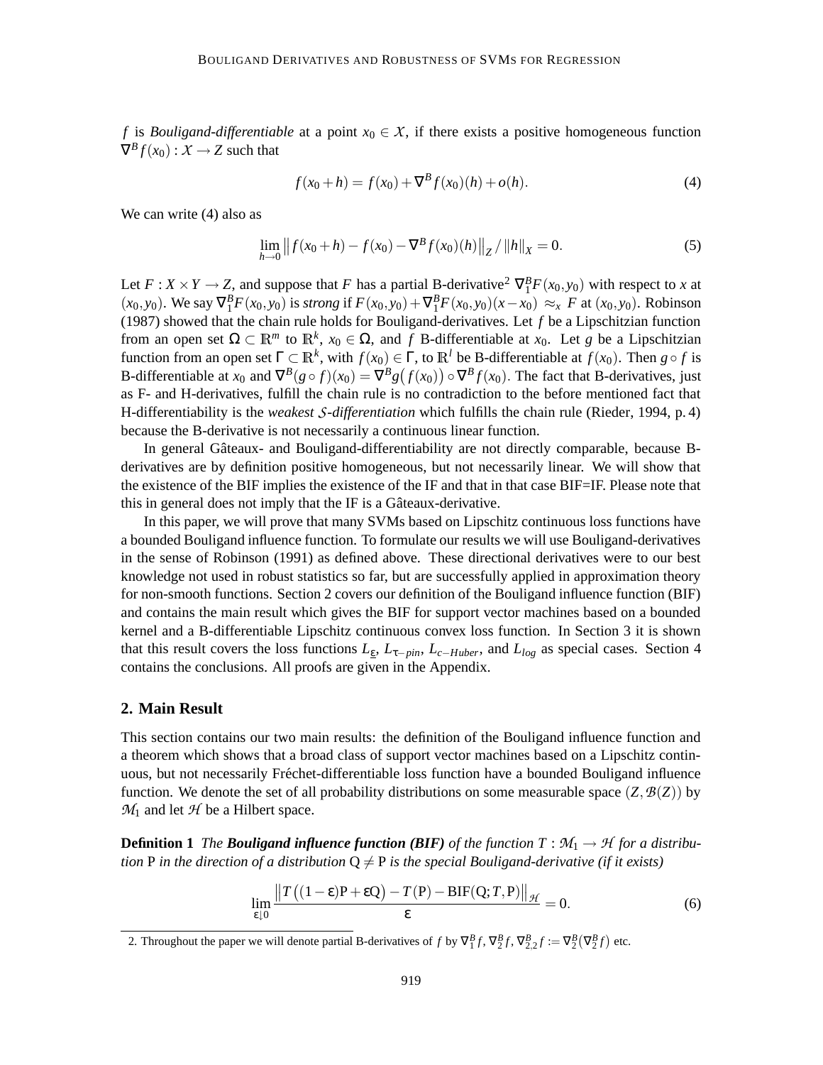$f$ is *Bouligand-differentiable* at a point $x_0 \in \mathcal{X}$, if there exists a positive homogeneous function $\nabla^B f(x_0) : \mathcal{X} \to Z$ such that

$$f(x_0 + h) = f(x_0) + \nabla^B f(x_0)(h) + o(h). \tag{4}$$

We can write (4) also as

$$\lim_{h \to 0} \left\| f(x_0 + h) - f(x_0) - \nabla^B f(x_0)(h) \right\|_Z / \|h\|_X = 0. \tag{5}$$

Let $F : X \times Y \to Z$, and suppose that $F$ has a partial B-derivative[2] $\nabla_1^B F(x_0, y_0)$ with respect to $x$ at $(x_0, y_0)$. We say $\nabla_1^B F(x_0, y_0)$ is *strong* if $F(x_0, y_0) + \nabla_1^B F(x_0, y_0)(x - x_0) \approx_x F$ at $(x_0, y_0)$. Robinson (1987) showed that the chain rule holds for Bouligand-derivatives. Let $f$ be a Lipschitzian function from an open set $\Omega \subset \mathbb{R}^m$ to $\mathbb{R}^k$, $x_0 \in \Omega$, and $f$ B-differentiable at $x_0$. Let $g$ be a Lipschitzian function from an open set $\Gamma \subset \mathbb{R}^k$, with $f(x_0) \in \Gamma$, to $\mathbb{R}^l$ be B-differentiable at $f(x_0)$. Then $g \circ f$ is B-differentiable at $x_0$ and $\nabla^B (g \circ f)(x_0) = \nabla^B g\big(f(x_0)\big) \circ \nabla^B f(x_0)$. The fact that B-derivatives, just as F- and H-derivatives, fulfill the chain rule is no contradiction to the before mentioned fact that H-differentiability is the *weakest $\mathcal{S}$-differentiation* which fulfills the chain rule (Rieder, 1994, p. 4) because the B-derivative is not necessarily a continuous linear function.

In general Gâteaux- and Bouligand-differentiability are not directly comparable, because B-derivatives are by definition positive homogeneous, but not necessarily linear. We will show that the existence of the BIF implies the existence of the IF and that in that case BIF=IF. Please note that this in general does not imply that the IF is a Gâteaux-derivative.

In this paper, we will prove that many SVMs based on Lipschitz continuous loss functions have a bounded Bouligand influence function. To formulate our results we will use Bouligand-derivatives in the sense of Robinson (1991) as defined above. These directional derivatives were to our best knowledge not used in robust statistics so far, but are successfully applied in approximation theory for non-smooth functions. Section 2 covers our definition of the Bouligand influence function (BIF) and contains the main result which gives the BIF for support vector machines based on a bounded kernel and a B-differentiable Lipschitz continuous convex loss function. In Section 3 it is shown that this result covers the loss functions $L_\varepsilon$, $L_{\tau-pin}$, $L_{c-Huber}$, and $L_{log}$ as special cases. Section 4 contains the conclusions. All proofs are given in the Appendix.

## 2. Main Result

This section contains our two main results: the definition of the Bouligand influence function and a theorem which shows that a broad class of support vector machines based on a Lipschitz continuous, but not necessarily Fréchet-differentiable loss function have a bounded Bouligand influence function. We denote the set of all probability distributions on some measurable space $(Z, \mathcal{B}(Z))$ by $\mathcal{M}_1$ and let $\mathcal{H}$ be a Hilbert space.

**Definition 1** *The* ***Bouligand influence function (BIF)*** *of the function $T : \mathcal{M}_1 \to \mathcal{H}$ for a distribution $\mathrm{P}$ in the direction of a distribution $\mathrm{Q} \neq \mathrm{P}$ is the special Bouligand-derivative (if it exists)*

$$\lim_{\varepsilon \downarrow 0} \frac{\left\| T\big((1-\varepsilon)\mathrm{P} + \varepsilon \mathrm{Q}\big) - T(\mathrm{P}) - \mathrm{BIF}(\mathrm{Q}; T, \mathrm{P}) \right\|_{\mathcal{H}}}{\varepsilon} = 0. \tag{6}$$

[2] Throughout the paper we will denote partial B-derivatives of $f$ by $\nabla_1^B f$, $\nabla_2^B f$, $\nabla_{2,2}^B f := \nabla_2^B\big(\nabla_2^B f\big)$ etc.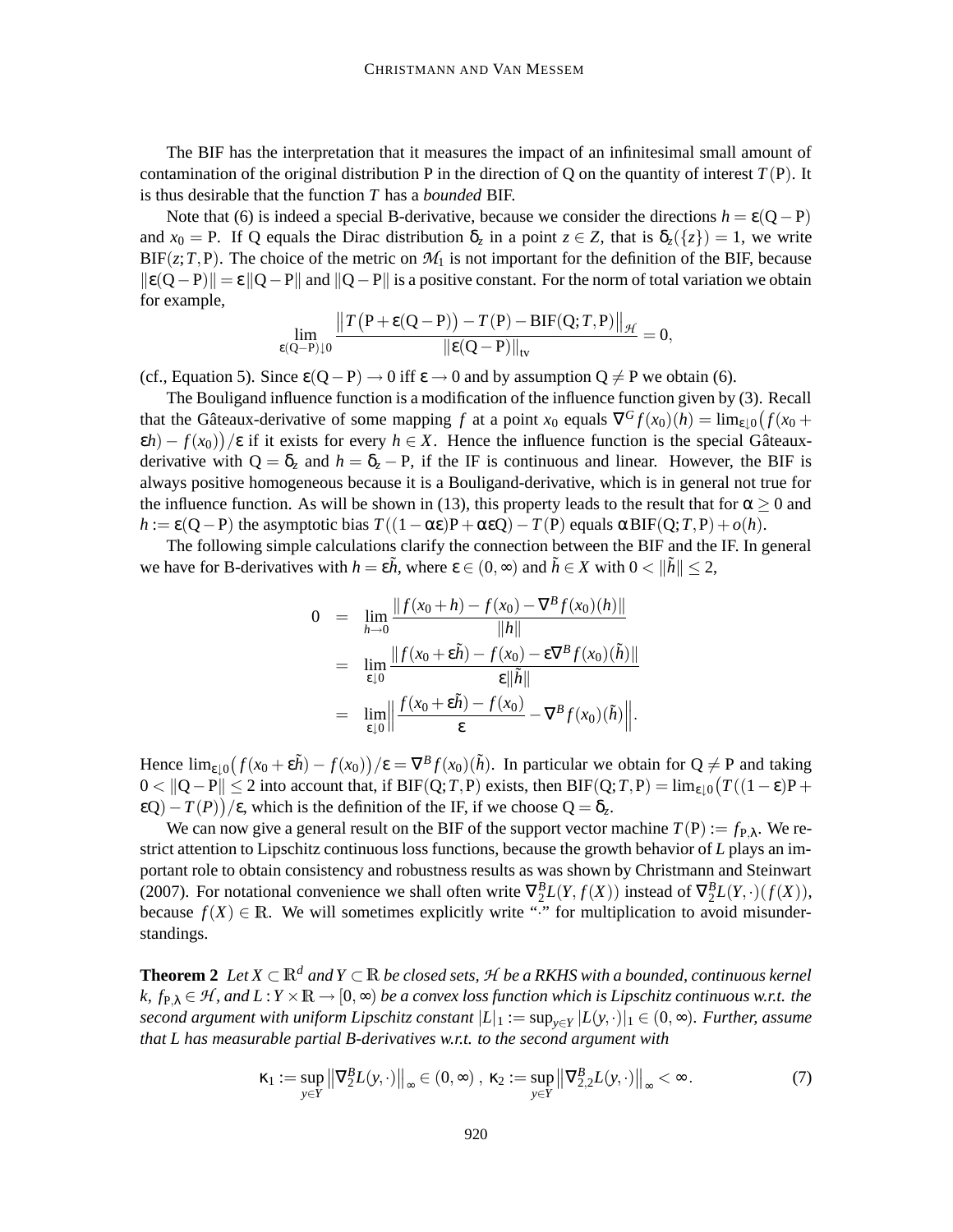The BIF has the interpretation that it measures the impact of an infinitesimal small amount of contamination of the original distribution P in the direction of Q on the quantity of interest $T(\mathrm{P})$. It is thus desirable that the function $T$ has a *bounded* BIF.

Note that (6) is indeed a special B-derivative, because we consider the directions $h = \varepsilon(\mathrm{Q}-\mathrm{P})$ and $x_0 = \mathrm{P}$. If Q equals the Dirac distribution $\delta_z$ in a point $z \in Z$, that is $\delta_z(\{z\}) = 1$, we write $\mathrm{BIF}(z; T, \mathrm{P})$. The choice of the metric on $\mathcal{M}_1$ is not important for the definition of the BIF, because $\|\varepsilon(\mathrm{Q}-\mathrm{P})\| = \varepsilon\|\mathrm{Q}-\mathrm{P}\|$ and $\|\mathrm{Q}-\mathrm{P}\|$ is a positive constant. For the norm of total variation we obtain for example,

$$\lim_{\varepsilon(\mathrm{Q}-\mathrm{P})\downarrow 0} \frac{\left\|T\big(\mathrm{P}+\varepsilon(\mathrm{Q}-\mathrm{P})\big) - T(\mathrm{P}) - \mathrm{BIF}(\mathrm{Q}; T, \mathrm{P})\right\|_{\mathcal{H}}}{\|\varepsilon(\mathrm{Q}-\mathrm{P})\|_{\mathrm{tv}}} = 0,$$

(cf., Equation 5). Since $\varepsilon(\mathrm{Q}-\mathrm{P}) \to 0$ iff $\varepsilon \to 0$ and by assumption $\mathrm{Q} \neq \mathrm{P}$ we obtain (6).

The Bouligand influence function is a modification of the influence function given by (3). Recall that the Gâteaux-derivative of some mapping $f$ at a point $x_0$ equals $\nabla^G f(x_0)(h) = \lim_{\varepsilon\downarrow 0}\big(f(x_0 + \varepsilon h) - f(x_0)\big)/\varepsilon$ if it exists for every $h \in X$. Hence the influence function is the special Gâteaux-derivative with $\mathrm{Q} = \delta_z$ and $h = \delta_z - \mathrm{P}$, if the IF is continuous and linear. However, the BIF is always positive homogeneous because it is a Bouligand-derivative, which is in general not true for the influence function. As will be shown in (13), this property leads to the result that for $\alpha \geq 0$ and $h := \varepsilon(\mathrm{Q}-\mathrm{P})$ the asymptotic bias $T((1-\alpha\varepsilon)\mathrm{P} + \alpha\varepsilon\mathrm{Q}) - T(\mathrm{P})$ equals $\alpha\,\mathrm{BIF}(\mathrm{Q}; T, \mathrm{P}) + o(h)$.

The following simple calculations clarify the connection between the BIF and the IF. In general we have for B-derivatives with $h = \varepsilon\tilde{h}$, where $\varepsilon \in (0,\infty)$ and $\tilde{h} \in X$ with $0 < \|\tilde{h}\| \leq 2$,

$$\begin{aligned}
0 &= \lim_{h\to 0} \frac{\|f(x_0+h) - f(x_0) - \nabla^B f(x_0)(h)\|}{\|h\|} \\
&= \lim_{\varepsilon\downarrow 0} \frac{\|f(x_0+\varepsilon\tilde{h}) - f(x_0) - \varepsilon\nabla^B f(x_0)(\tilde{h})\|}{\varepsilon\|\tilde{h}\|} \\
&= \lim_{\varepsilon\downarrow 0} \left\| \frac{f(x_0+\varepsilon\tilde{h}) - f(x_0)}{\varepsilon} - \nabla^B f(x_0)(\tilde{h}) \right\|.
\end{aligned}$$

Hence $\lim_{\varepsilon\downarrow 0}\big(f(x_0+\varepsilon\tilde{h}) - f(x_0)\big)/\varepsilon = \nabla^B f(x_0)(\tilde{h})$. In particular we obtain for $\mathrm{Q} \neq \mathrm{P}$ and taking $0 < \|\mathrm{Q}-\mathrm{P}\| \leq 2$ into account that, if $\mathrm{BIF}(\mathrm{Q}; T, \mathrm{P})$ exists, then $\mathrm{BIF}(\mathrm{Q}; T, \mathrm{P}) = \lim_{\varepsilon\downarrow 0}\big(T((1-\varepsilon)\mathrm{P} + \varepsilon\mathrm{Q}) - T(P)\big)/\varepsilon$, which is the definition of the IF, if we choose $\mathrm{Q} = \delta_z$.

We can now give a general result on the BIF of the support vector machine $T(\mathrm{P}) := f_{\mathrm{P},\lambda}$. We restrict attention to Lipschitz continuous loss functions, because the growth behavior of $L$ plays an important role to obtain consistency and robustness results as was shown by Christmann and Steinwart (2007). For notational convenience we shall often write $\nabla_2^B L(Y, f(X))$ instead of $\nabla_2^B L(Y,\cdot)(f(X))$, because $f(X) \in \mathbb{R}$. We will sometimes explicitly write "$\cdot$" for multiplication to avoid misunderstandings.

**Theorem 2** *Let $X \subset \mathbb{R}^d$ and $Y \subset \mathbb{R}$ be closed sets, $\mathcal{H}$ be a RKHS with a bounded, continuous kernel $k$, $f_{\mathrm{P},\lambda} \in \mathcal{H}$, and $L : Y \times \mathbb{R} \to [0,\infty)$ be a convex loss function which is Lipschitz continuous w.r.t. the second argument with uniform Lipschitz constant $|L|_1 := \sup_{y\in Y} |L(y,\cdot)|_1 \in (0,\infty)$. Further, assume that $L$ has measurable partial B-derivatives w.r.t. to the second argument with*

$$\kappa_1 := \sup_{y\in Y} \left\|\nabla_2^B L(y,\cdot)\right\|_\infty \in (0,\infty)\,,\ \kappa_2 := \sup_{y\in Y} \left\|\nabla_{2,2}^B L(y,\cdot)\right\|_\infty < \infty. \tag{7}$$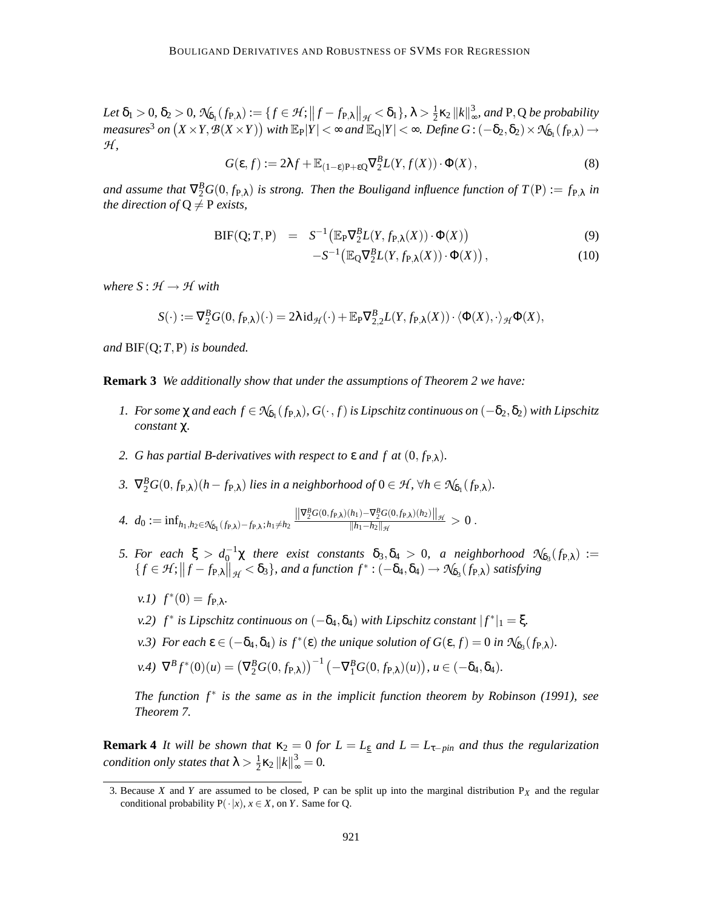*Let $\delta_1 > 0$, $\delta_2 > 0$, $\mathcal{N}_{\delta_1}(f_{\mathrm{P},\lambda}) := \{f \in \mathcal{H}; \left\| f - f_{\mathrm{P},\lambda} \right\|_{\mathcal{H}} < \delta_1\}$, $\lambda > \frac{1}{2}\kappa_2 \left\|k\right\|_\infty^3$, and $\mathrm{P}, \mathrm{Q}$ be probability measures[3] on $\left(X \times Y, \mathcal{B}(X \times Y)\right)$ with $\mathbb{E}_{\mathrm{P}}|Y| < \infty$ and $\mathbb{E}_{\mathrm{Q}}|Y| < \infty$. Define $G : (-\delta_2, \delta_2) \times \mathcal{N}_{\delta_1}(f_{\mathrm{P},\lambda}) \to \mathcal{H}$,*

$$G(\varepsilon, f) := 2\lambda f + \mathbb{E}_{(1-\varepsilon)\mathrm{P}+\varepsilon\mathrm{Q}} \nabla_2^B L(Y, f(X)) \cdot \Phi(X)\,, \tag{8}$$

*and assume that $\nabla_2^B G(0, f_{\mathrm{P},\lambda})$ is strong. Then the Bouligand influence function of $T(\mathrm{P}) := f_{\mathrm{P},\lambda}$ in the direction of $\mathrm{Q} \neq \mathrm{P}$ exists,*

$$\begin{aligned} \mathrm{BIF}(\mathrm{Q}; T, \mathrm{P}) &= S^{-1}\big(\mathbb{E}_{\mathrm{P}} \nabla_2^B L(Y, f_{\mathrm{P},\lambda}(X)) \cdot \Phi(X)\big) && (9)\\ &\quad - S^{-1}\big(\mathbb{E}_{\mathrm{Q}} \nabla_2^B L(Y, f_{\mathrm{P},\lambda}(X)) \cdot \Phi(X)\big)\,, && (10) \end{aligned}$$

*where $S : \mathcal{H} \to \mathcal{H}$ with*

$$S(\cdot) := \nabla_2^B G(0, f_{\mathrm{P},\lambda})(\cdot) = 2\lambda \,\mathrm{id}_{\mathcal{H}}(\cdot) + \mathbb{E}_{\mathrm{P}} \nabla_{2,2}^B L(Y, f_{\mathrm{P},\lambda}(X)) \cdot \langle \Phi(X), \cdot \rangle_{\mathcal{H}} \Phi(X),$$

*and $\mathrm{BIF}(\mathrm{Q}; T, \mathrm{P})$ is bounded.*

**Remark 3** *We additionally show that under the assumptions of Theorem 2 we have:*

1. *For some $\chi$ and each $f \in \mathcal{N}_{\delta_1}(f_{\mathrm{P},\lambda})$, $G(\cdot, f)$ is Lipschitz continuous on $(-\delta_2, \delta_2)$ with Lipschitz constant $\chi$.*

2. *$G$ has partial B-derivatives with respect to $\varepsilon$ and $f$ at $(0, f_{\mathrm{P},\lambda})$.*

3. *$\nabla_2^B G(0, f_{\mathrm{P},\lambda})(h - f_{\mathrm{P},\lambda})$ lies in a neighborhood of $0 \in \mathcal{H}$, $\forall h \in \mathcal{N}_{\delta_1}(f_{\mathrm{P},\lambda})$.*

4. *$d_0 := \inf_{h_1, h_2 \in \mathcal{N}_{\delta_1}(f_{\mathrm{P},\lambda}) - f_{\mathrm{P},\lambda};\, h_1 \neq h_2} \frac{\left\| \nabla_2^B G(0, f_{\mathrm{P},\lambda})(h_1) - \nabla_2^B G(0, f_{\mathrm{P},\lambda})(h_2) \right\|_{\mathcal{H}}}{\|h_1 - h_2\|_{\mathcal{H}}} > 0$.*

5. *For each $\xi > d_0^{-1}\chi$ there exist constants $\delta_3, \delta_4 > 0$, a neighborhood $\mathcal{N}_{\delta_3}(f_{\mathrm{P},\lambda}) := \{f \in \mathcal{H}; \left\| f - f_{\mathrm{P},\lambda} \right\|_{\mathcal{H}} < \delta_3\}$, and a function $f^* : (-\delta_4, \delta_4) \to \mathcal{N}_{\delta_3}(f_{\mathrm{P},\lambda})$ satisfying*

   *v.1) $f^*(0) = f_{\mathrm{P},\lambda}$.*

   *v.2) $f^*$ is Lipschitz continuous on $(-\delta_4, \delta_4)$ with Lipschitz constant $|f^*|_1 = \xi$.*

   *v.3) For each $\varepsilon \in (-\delta_4, \delta_4)$ is $f^*(\varepsilon)$ the unique solution of $G(\varepsilon, f) = 0$ in $\mathcal{N}_{\delta_3}(f_{\mathrm{P},\lambda})$.*

   *v.4) $\nabla^B f^*(0)(u) = \left(\nabla_2^B G(0, f_{\mathrm{P},\lambda})\right)^{-1} \left(-\nabla_1^B G(0, f_{\mathrm{P},\lambda})(u)\right)$, $u \in (-\delta_4, \delta_4)$.*

   *The function $f^*$ is the same as in the implicit function theorem by Robinson (1991), see Theorem 7.*

**Remark 4** *It will be shown that $\kappa_2 = 0$ for $L = L_\varepsilon$ and $L = L_{\tau-pin}$ and thus the regularization condition only states that $\lambda > \frac{1}{2}\kappa_2 \left\|k\right\|_\infty^3 = 0$.*

---

3. Because $X$ and $Y$ are assumed to be closed, P can be split up into the marginal distribution $\mathrm{P}_X$ and the regular conditional probability $\mathrm{P}(\cdot|x)$, $x \in X$, on $Y$. Same for Q.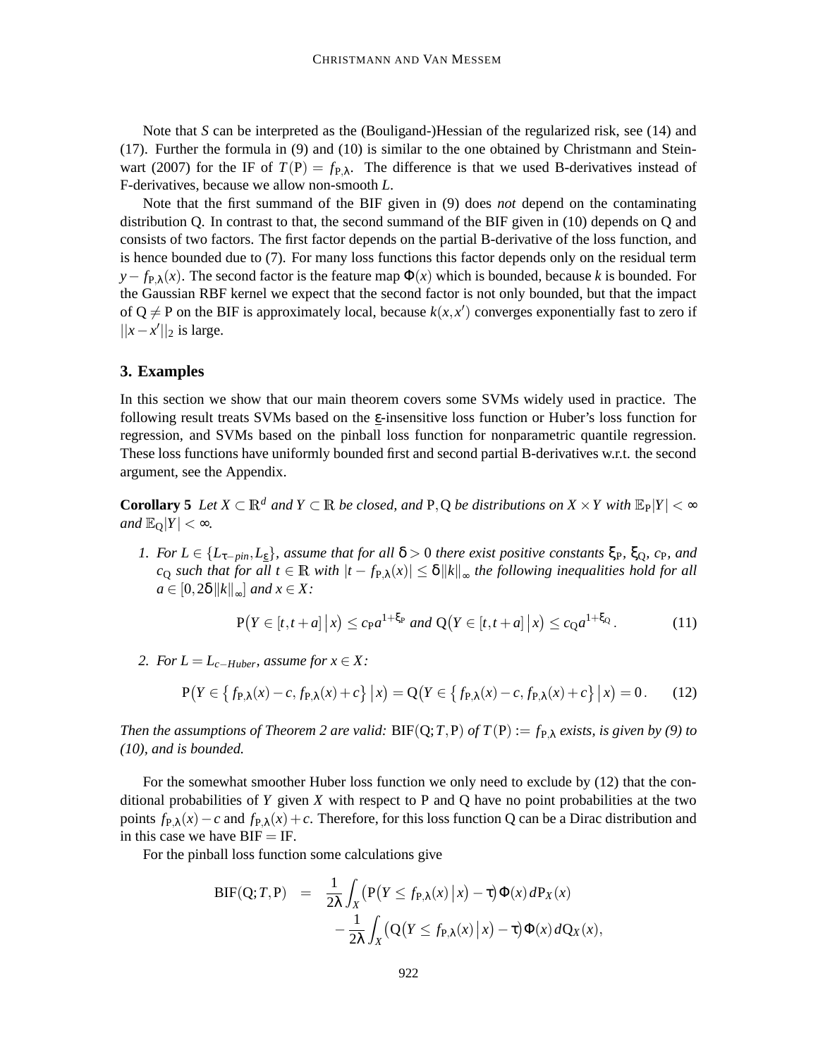Note that $S$ can be interpreted as the (Bouligand-)Hessian of the regularized risk, see (14) and (17). Further the formula in (9) and (10) is similar to the one obtained by Christmann and Steinwart (2007) for the IF of $T(\mathrm{P}) = f_{\mathrm{P},\lambda}$. The difference is that we used B-derivatives instead of F-derivatives, because we allow non-smooth $L$.

Note that the first summand of the BIF given in (9) does *not* depend on the contaminating distribution Q. In contrast to that, the second summand of the BIF given in (10) depends on Q and consists of two factors. The first factor depends on the partial B-derivative of the loss function, and is hence bounded due to (7). For many loss functions this factor depends only on the residual term $y - f_{\mathrm{P},\lambda}(x)$. The second factor is the feature map $\Phi(x)$ which is bounded, because $k$ is bounded. For the Gaussian RBF kernel we expect that the second factor is not only bounded, but that the impact of $\mathrm{Q} \neq \mathrm{P}$ on the BIF is approximately local, because $k(x,x')$ converges exponentially fast to zero if $||x - x'||_2$ is large.

## 3. Examples

In this section we show that our main theorem covers some SVMs widely used in practice. The following result treats SVMs based on the $\varepsilon$-insensitive loss function or Huber's loss function for regression, and SVMs based on the pinball loss function for nonparametric quantile regression. These loss functions have uniformly bounded first and second partial B-derivatives w.r.t. the second argument, see the Appendix.

**Corollary 5** *Let $X \subset \mathbb{R}^d$ and $Y \subset \mathbb{R}$ be closed, and $\mathrm{P},\mathrm{Q}$ be distributions on $X \times Y$ with $\mathbb{E}_{\mathrm{P}}|Y| < \infty$ and $\mathbb{E}_{\mathrm{Q}}|Y| < \infty$.*

1. *For $L \in \{L_{\tau-pin}, L_{\varepsilon}\}$, assume that for all $\delta > 0$ there exist positive constants $\xi_{\mathrm{P}}$, $\xi_{\mathrm{Q}}$, $c_{\mathrm{P}}$, and $c_{\mathrm{Q}}$ such that for all $t \in \mathbb{R}$ with $|t - f_{\mathrm{P},\lambda}(x)| \leq \delta \|k\|_\infty$ the following inequalities hold for all $a \in [0, 2\delta\|k\|_\infty]$ and $x \in X$:*

$$\mathrm{P}\big(Y \in [t, t+a] \,\big|\, x\big) \leq c_{\mathrm{P}} a^{1+\xi_{\mathrm{P}}} \text{ and } \mathrm{Q}\big(Y \in [t, t+a] \,\big|\, x\big) \leq c_{\mathrm{Q}} a^{1+\xi_{\mathrm{Q}}}. \tag{11}$$

2. *For $L = L_{c-Huber}$, assume for $x \in X$:*

$$\mathrm{P}\big(Y \in \big\{ f_{\mathrm{P},\lambda}(x) - c, f_{\mathrm{P},\lambda}(x) + c \big\} \,\big|\, x\big) = \mathrm{Q}\big(Y \in \big\{ f_{\mathrm{P},\lambda}(x) - c, f_{\mathrm{P},\lambda}(x) + c \big\} \,\big|\, x\big) = 0. \tag{12}$$

*Then the assumptions of Theorem 2 are valid: $\mathrm{BIF}(\mathrm{Q};T,\mathrm{P})$ of $T(\mathrm{P}) := f_{\mathrm{P},\lambda}$ exists, is given by (9) to (10), and is bounded.*

For the somewhat smoother Huber loss function we only need to exclude by (12) that the conditional probabilities of $Y$ given $X$ with respect to P and Q have no point probabilities at the two points $f_{\mathrm{P},\lambda}(x) - c$ and $f_{\mathrm{P},\lambda}(x) + c$. Therefore, for this loss function Q can be a Dirac distribution and in this case we have $\mathrm{BIF} = \mathrm{IF}$.

For the pinball loss function some calculations give

$$\begin{aligned}
\mathrm{BIF}(\mathrm{Q};T,\mathrm{P}) &= \frac{1}{2\lambda} \int_X \big(\mathrm{P}\big(Y \leq f_{\mathrm{P},\lambda}(x) \,\big|\, x\big) - \tau\big) \Phi(x)\, d\mathrm{P}_X(x) \\
&\quad - \frac{1}{2\lambda} \int_X \big(\mathrm{Q}\big(Y \leq f_{\mathrm{P},\lambda}(x) \,\big|\, x\big) - \tau\big) \Phi(x)\, d\mathrm{Q}_X(x),
\end{aligned}$$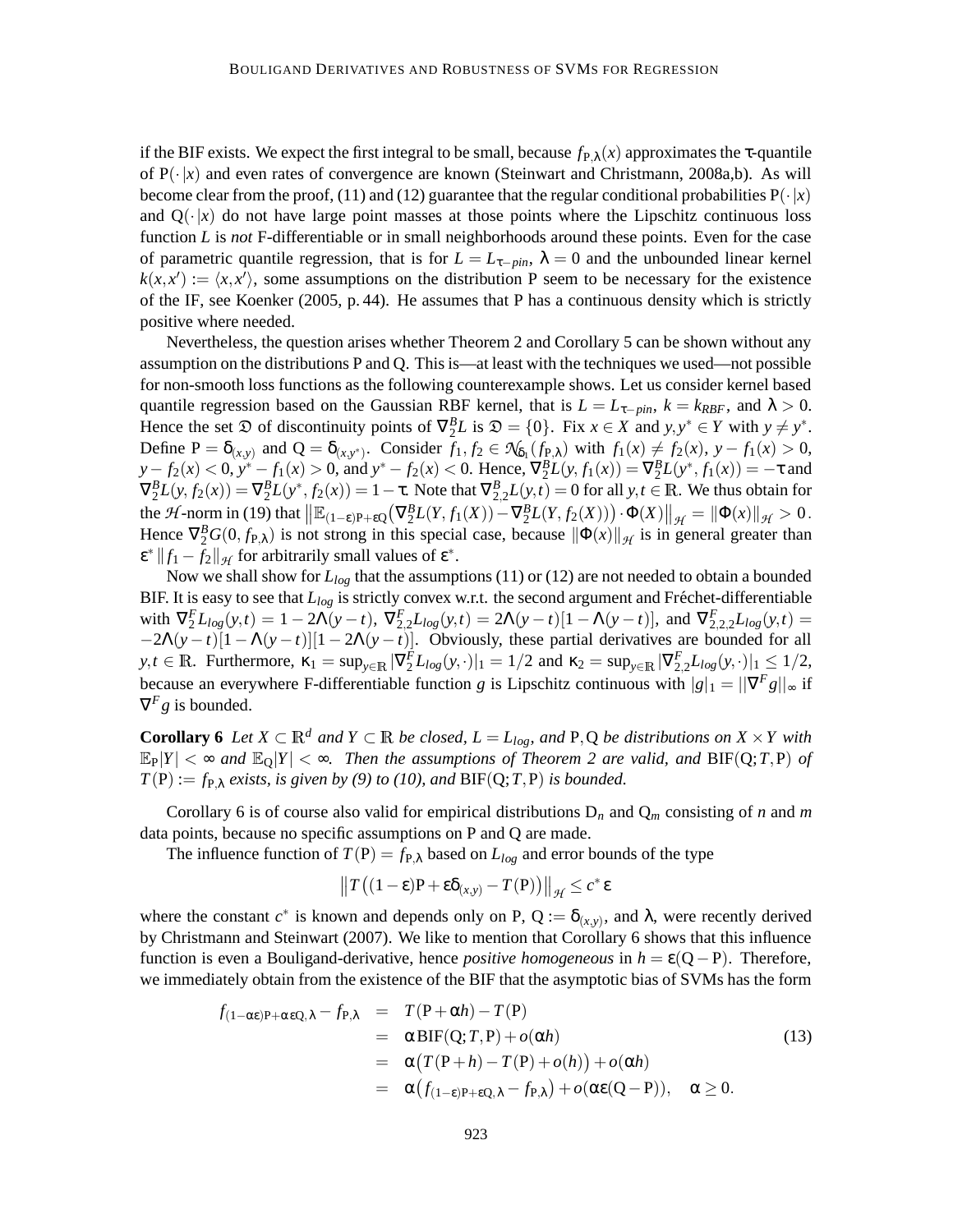if the BIF exists. We expect the first integral to be small, because $f_{P,\lambda}(x)$ approximates the $\tau$-quantile of $P(\cdot|x)$ and even rates of convergence are known (Steinwart and Christmann, 2008a,b). As will become clear from the proof, (11) and (12) guarantee that the regular conditional probabilities $P(\cdot|x)$ and $Q(\cdot|x)$ do not have large point masses at those points where the Lipschitz continuous loss function $L$ is *not* F-differentiable or in small neighborhoods around these points. Even for the case of parametric quantile regression, that is for $L = L_{\tau-pin}$, $\lambda = 0$ and the unbounded linear kernel $k(x,x') := \langle x, x' \rangle$, some assumptions on the distribution P seem to be necessary for the existence of the IF, see Koenker (2005, p. 44). He assumes that P has a continuous density which is strictly positive where needed.

Nevertheless, the question arises whether Theorem 2 and Corollary 5 can be shown without any assumption on the distributions P and Q. This is—at least with the techniques we used—not possible for non-smooth loss functions as the following counterexample shows. Let us consider kernel based quantile regression based on the Gaussian RBF kernel, that is $L = L_{\tau-pin}$, $k = k_{RBF}$, and $\lambda > 0$. Hence the set $\mathfrak{D}$ of discontinuity points of $\nabla_2^B L$ is $\mathfrak{D} = \{0\}$. Fix $x \in X$ and $y, y^* \in Y$ with $y \neq y^*$. Define $P = \delta_{(x,y)}$ and $Q = \delta_{(x,y^*)}$. Consider $f_1, f_2 \in \mathcal{N}_{\delta_1}(f_{P,\lambda})$ with $f_1(x) \neq f_2(x)$, $y - f_1(x) > 0$, $y - f_2(x) < 0$, $y^* - f_1(x) > 0$, and $y^* - f_2(x) < 0$. Hence, $\nabla_2^B L(y, f_1(x)) = \nabla_2^B L(y^*, f_1(x)) = -\tau$ and $\nabla_2^B L(y, f_2(x)) = \nabla_2^B L(y^*, f_2(x)) = 1 - \tau$. Note that $\nabla_{2,2}^B L(y,t) = 0$ for all $y, t \in \mathbb{R}$. We thus obtain for the $\mathcal{H}$-norm in (19) that $\left\| \mathbb{E}_{(1-\varepsilon)P+\varepsilon Q} \big( \nabla_2^B L(Y, f_1(X)) - \nabla_2^B L(Y, f_2(X)) \big) \cdot \Phi(X) \right\|_{\mathcal{H}} = \|\Phi(x)\|_{\mathcal{H}} > 0$. Hence $\nabla_2^B G(0, f_{P,\lambda})$ is not strong in this special case, because $\|\Phi(x)\|_{\mathcal{H}}$ is in general greater than $\varepsilon^* \|f_1 - f_2\|_{\mathcal{H}}$ for arbitrarily small values of $\varepsilon^*$.

Now we shall show for $L_{log}$ that the assumptions (11) or (12) are not needed to obtain a bounded BIF. It is easy to see that $L_{log}$ is strictly convex w.r.t. the second argument and Fréchet-differentiable with $\nabla_2^F L_{log}(y,t) = 1 - 2\Lambda(y-t)$, $\nabla_{2,2}^F L_{log}(y,t) = 2\Lambda(y-t)[1 - \Lambda(y-t)]$, and $\nabla_{2,2,2}^F L_{log}(y,t) = -2\Lambda(y-t)[1-\Lambda(y-t)][1-2\Lambda(y-t)]$. Obviously, these partial derivatives are bounded for all $y, t \in \mathbb{R}$. Furthermore, $\kappa_1 = \sup_{y \in \mathbb{R}} |\nabla_2^F L_{log}(y, \cdot)|_1 = 1/2$ and $\kappa_2 = \sup_{y \in \mathbb{R}} |\nabla_{2,2}^F L_{log}(y, \cdot)|_1 \leq 1/2$, because an everywhere F-differentiable function $g$ is Lipschitz continuous with $|g|_1 = ||\nabla^F g||_\infty$ if $\nabla^F g$ is bounded.

**Corollary 6** *Let $X \subset \mathbb{R}^d$ and $Y \subset \mathbb{R}$ be closed, $L = L_{log}$, and P, Q be distributions on $X \times Y$ with $\mathbb{E}_P|Y| < \infty$ and $\mathbb{E}_Q|Y| < \infty$. Then the assumptions of Theorem 2 are valid, and $\mathrm{BIF}(Q; T, P)$ of $T(P) := f_{P,\lambda}$ exists, is given by (9) to (10), and $\mathrm{BIF}(Q; T, P)$ is bounded.*

Corollary 6 is of course also valid for empirical distributions $D_n$ and $Q_m$ consisting of $n$ and $m$ data points, because no specific assumptions on P and Q are made.

The influence function of $T(P) = f_{P,\lambda}$ based on $L_{log}$ and error bounds of the type

$$\left\| T\left((1-\varepsilon)P + \varepsilon\delta_{(x,y)} - T(P)\right) \right\|_{\mathcal{H}} \leq c^* \varepsilon$$

where the constant $c^*$ is known and depends only on P, $Q := \delta_{(x,y)}$, and $\lambda$, were recently derived by Christmann and Steinwart (2007). We like to mention that Corollary 6 shows that this influence function is even a Bouligand-derivative, hence *positive homogeneous* in $h = \varepsilon(Q - P)$. Therefore, we immediately obtain from the existence of the BIF that the asymptotic bias of SVMs has the form

$$\begin{aligned}
f_{(1-\alpha\varepsilon)P+\alpha\varepsilon Q,\lambda} - f_{P,\lambda} &= T(P + \alpha h) - T(P) \\
&= \alpha\,\mathrm{BIF}(Q; T, P) + o(\alpha h) \\
&= \alpha\big(T(P+h) - T(P) + o(h)\big) + o(\alpha h) \\
&= \alpha\big(f_{(1-\varepsilon)P+\varepsilon Q,\lambda} - f_{P,\lambda}\big) + o(\alpha\varepsilon(Q-P)), \quad \alpha \geq 0.
\end{aligned} \tag{13}$$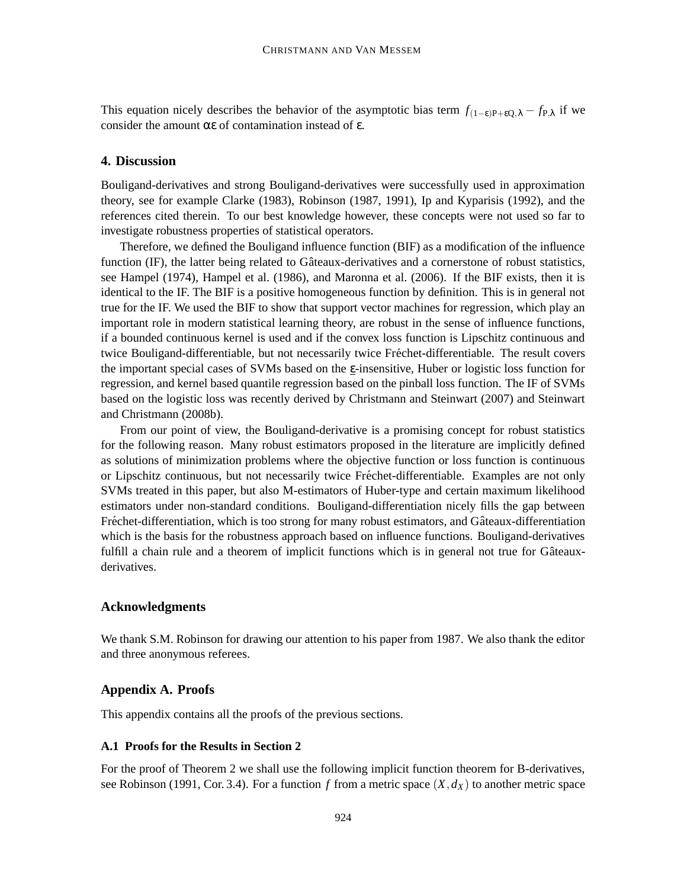This equation nicely describes the behavior of the asymptotic bias term $f_{(1-\varepsilon)P+\varepsilon Q,\lambda} - f_{P,\lambda}$ if we consider the amount $\alpha\varepsilon$ of contamination instead of $\varepsilon$.

## 4. Discussion

Bouligand-derivatives and strong Bouligand-derivatives were successfully used in approximation theory, see for example Clarke (1983), Robinson (1987, 1991), Ip and Kyparisis (1992), and the references cited therein. To our best knowledge however, these concepts were not used so far to investigate robustness properties of statistical operators.

Therefore, we defined the Bouligand influence function (BIF) as a modification of the influence function (IF), the latter being related to Gâteaux-derivatives and a cornerstone of robust statistics, see Hampel (1974), Hampel et al. (1986), and Maronna et al. (2006). If the BIF exists, then it is identical to the IF. The BIF is a positive homogeneous function by definition. This is in general not true for the IF. We used the BIF to show that support vector machines for regression, which play an important role in modern statistical learning theory, are robust in the sense of influence functions, if a bounded continuous kernel is used and if the convex loss function is Lipschitz continuous and twice Bouligand-differentiable, but not necessarily twice Fréchet-differentiable. The result covers the important special cases of SVMs based on the $\underline{\varepsilon}$-insensitive, Huber or logistic loss function for regression, and kernel based quantile regression based on the pinball loss function. The IF of SVMs based on the logistic loss was recently derived by Christmann and Steinwart (2007) and Steinwart and Christmann (2008b).

From our point of view, the Bouligand-derivative is a promising concept for robust statistics for the following reason. Many robust estimators proposed in the literature are implicitly defined as solutions of minimization problems where the objective function or loss function is continuous or Lipschitz continuous, but not necessarily twice Fréchet-differentiable. Examples are not only SVMs treated in this paper, but also M-estimators of Huber-type and certain maximum likelihood estimators under non-standard conditions. Bouligand-differentiation nicely fills the gap between Fréchet-differentiation, which is too strong for many robust estimators, and Gâteaux-differentiation which is the basis for the robustness approach based on influence functions. Bouligand-derivatives fulfill a chain rule and a theorem of implicit functions which is in general not true for Gâteaux-derivatives.

## Acknowledgments

We thank S.M. Robinson for drawing our attention to his paper from 1987. We also thank the editor and three anonymous referees.

## Appendix A. Proofs

This appendix contains all the proofs of the previous sections.

### A.1 Proofs for the Results in Section 2

For the proof of Theorem 2 we shall use the following implicit function theorem for B-derivatives, see Robinson (1991, Cor. 3.4). For a function $f$ from a metric space $(X, d_X)$ to another metric space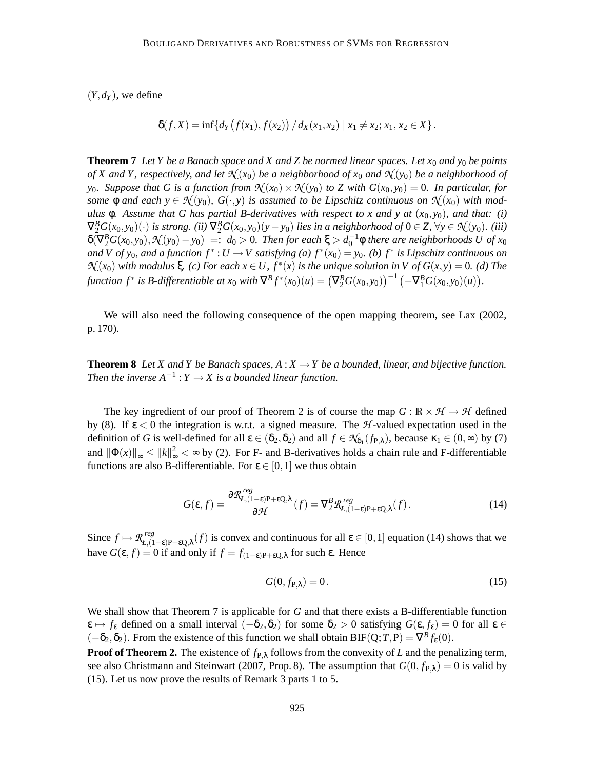$(Y, d_Y)$, we define

$$\delta(f, X) = \inf\{d_Y\big(f(x_1), f(x_2)\big) \,/\, d_X(x_1, x_2) \mid x_1 \neq x_2; x_1, x_2 \in X\}.$$

**Theorem 7** *Let $Y$ be a Banach space and $X$ and $Z$ be normed linear spaces. Let $x_0$ and $y_0$ be points of $X$ and $Y$, respectively, and let $\mathcal{N}(x_0)$ be a neighborhood of $x_0$ and $\mathcal{N}(y_0)$ be a neighborhood of $y_0$. Suppose that $G$ is a function from $\mathcal{N}(x_0) \times \mathcal{N}(y_0)$ to $Z$ with $G(x_0, y_0) = 0$. In particular, for some $\phi$ and each $y \in \mathcal{N}(y_0)$, $G(\cdot, y)$ is assumed to be Lipschitz continuous on $\mathcal{N}(x_0)$ with modulus $\phi$. Assume that $G$ has partial B-derivatives with respect to $x$ and $y$ at $(x_0, y_0)$, and that: (i) $\nabla_2^B G(x_0, y_0)(\cdot)$ is strong. (ii) $\nabla_2^B G(x_0, y_0)(y - y_0)$ lies in a neighborhood of $0 \in Z$, $\forall y \in \mathcal{N}(y_0)$. (iii) $\delta(\nabla_2^B G(x_0, y_0), \mathcal{N}(y_0) - y_0) \;=:\; d_0 > 0$. Then for each $\xi > d_0^{-1}\phi$ there are neighborhoods $U$ of $x_0$ and $V$ of $y_0$, and a function $f^* : U \to V$ satisfying (a) $f^*(x_0) = y_0$. (b) $f^*$ is Lipschitz continuous on $\mathcal{N}(x_0)$ with modulus $\xi$. (c) For each $x \in U$, $f^*(x)$ is the unique solution in $V$ of $G(x, y) = 0$. (d) The function $f^*$ is B-differentiable at $x_0$ with $\nabla^B f^*(x_0)(u) = \big(\nabla_2^B G(x_0, y_0)\big)^{-1}\big(-\nabla_1^B G(x_0, y_0)(u)\big)$.*

We will also need the following consequence of the open mapping theorem, see Lax (2002, p. 170).

**Theorem 8** *Let $X$ and $Y$ be Banach spaces, $A : X \to Y$ be a bounded, linear, and bijective function. Then the inverse $A^{-1} : Y \to X$ is a bounded linear function.*

The key ingredient of our proof of Theorem 2 is of course the map $G : \mathbb{R} \times \mathcal{H} \to \mathcal{H}$ defined by (8). If $\varepsilon < 0$ the integration is w.r.t. a signed measure. The $\mathcal{H}$-valued expectation used in the definition of $G$ is well-defined for all $\varepsilon \in (\delta_2, \delta_2)$ and all $f \in \mathcal{N}_{\delta_1}(f_{\mathrm{P},\lambda})$, because $\kappa_1 \in (0, \infty)$ by (7) and $\|\Phi(x)\|_\infty \leq \|k\|_\infty^2 < \infty$ by (2). For F- and B-derivatives holds a chain rule and F-differentiable functions are also B-differentiable. For $\varepsilon \in [0, 1]$ we thus obtain

$$G(\varepsilon, f) = \frac{\partial \mathcal{R}^{reg}_{L,(1-\varepsilon)\mathrm{P}+\varepsilon\mathrm{Q},\lambda}}{\partial \mathcal{H}}(f) = \nabla_2^B \mathcal{R}^{reg}_{L,(1-\varepsilon)\mathrm{P}+\varepsilon\mathrm{Q},\lambda}(f)\,. \tag{14}$$

Since $f \mapsto \mathcal{R}^{reg}_{L,(1-\varepsilon)\mathrm{P}+\varepsilon\mathrm{Q},\lambda}(f)$ is convex and continuous for all $\varepsilon \in [0, 1]$ equation (14) shows that we have $G(\varepsilon, f) = 0$ if and only if $f = f_{(1-\varepsilon)\mathrm{P}+\varepsilon\mathrm{Q},\lambda}$ for such $\varepsilon$. Hence

$$G(0, f_{\mathrm{P},\lambda}) = 0\,. \tag{15}$$

We shall show that Theorem 7 is applicable for $G$ and that there exists a B-differentiable function $\varepsilon \mapsto f_\varepsilon$ defined on a small interval $(-\delta_2, \delta_2)$ for some $\delta_2 > 0$ satisfying $G(\varepsilon, f_\varepsilon) = 0$ for all $\varepsilon \in (-\delta_2, \delta_2)$. From the existence of this function we shall obtain $\mathrm{BIF}(\mathrm{Q}; T, \mathrm{P}) = \nabla^B f_\varepsilon(0)$.

**Proof of Theorem 2.** The existence of $f_{\mathrm{P},\lambda}$ follows from the convexity of $L$ and the penalizing term, see also Christmann and Steinwart (2007, Prop. 8). The assumption that $G(0, f_{\mathrm{P},\lambda}) = 0$ is valid by (15). Let us now prove the results of Remark 3 parts 1 to 5.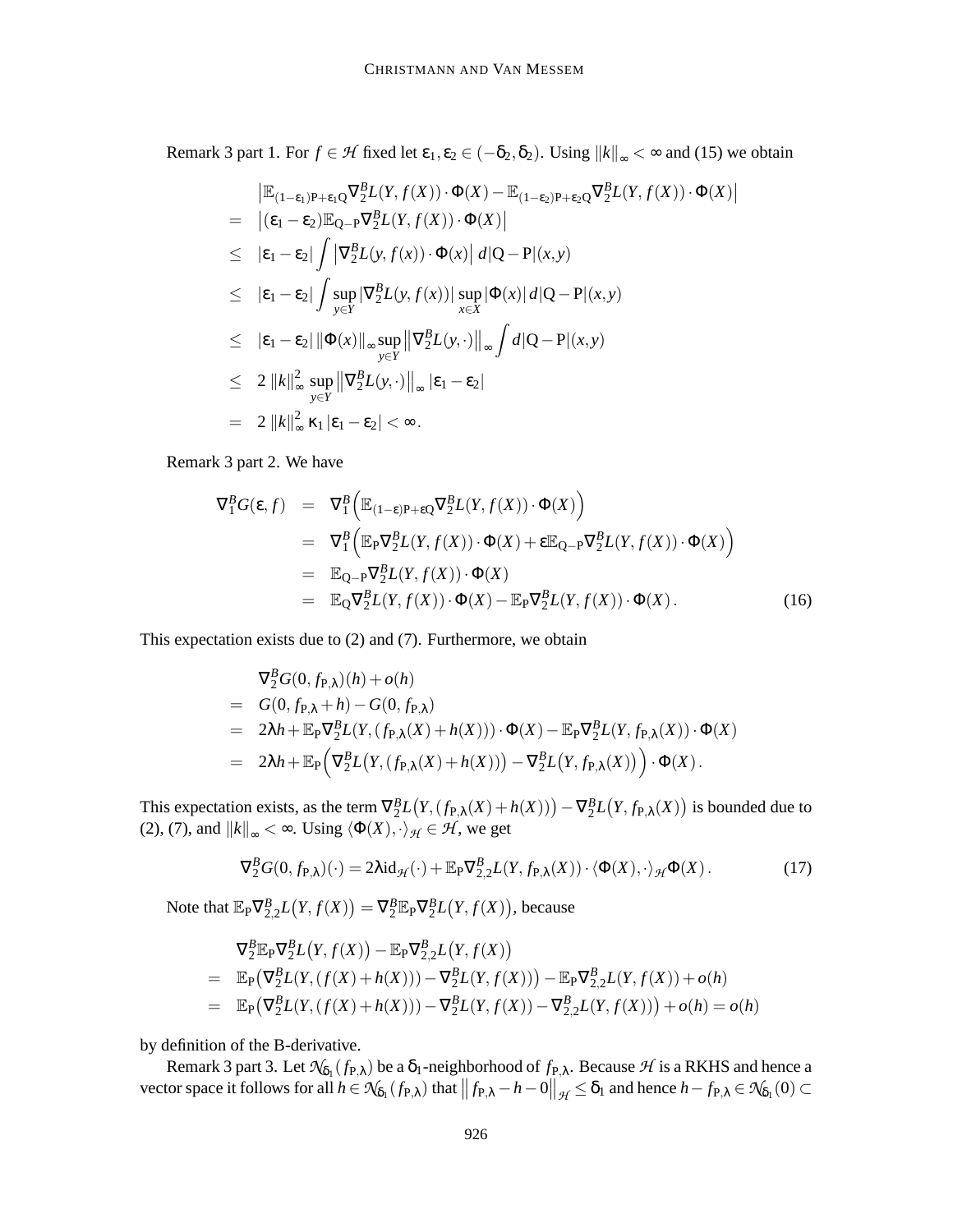Remark 3 part 1. For $f \in \mathcal{H}$ fixed let $\varepsilon_1, \varepsilon_2 \in (-\delta_2, \delta_2)$. Using $\|k\|_\infty < \infty$ and (15) we obtain

$$
\begin{aligned}
& \left|\mathbb{E}_{(1-\varepsilon_1)\mathrm{P}+\varepsilon_1\mathrm{Q}} \nabla_2^B L(Y, f(X)) \cdot \Phi(X) - \mathbb{E}_{(1-\varepsilon_2)\mathrm{P}+\varepsilon_2\mathrm{Q}} \nabla_2^B L(Y, f(X)) \cdot \Phi(X)\right| \\
= \; & \left|(\varepsilon_1 - \varepsilon_2)\mathbb{E}_{\mathrm{Q}-\mathrm{P}} \nabla_2^B L(Y, f(X)) \cdot \Phi(X)\right| \\
\leq \; & |\varepsilon_1 - \varepsilon_2| \int \left|\nabla_2^B L(y, f(x)) \cdot \Phi(x)\right| \, d|\mathrm{Q}-\mathrm{P}|(x,y) \\
\leq \; & |\varepsilon_1 - \varepsilon_2| \int \sup_{y \in Y} |\nabla_2^B L(y, f(x))| \sup_{x \in X} |\Phi(x)| \, d|\mathrm{Q}-\mathrm{P}|(x,y) \\
\leq \; & |\varepsilon_1 - \varepsilon_2| \, \|\Phi(x)\|_\infty \sup_{y \in Y} \left\|\nabla_2^B L(y, \cdot)\right\|_\infty \int d|\mathrm{Q}-\mathrm{P}|(x,y) \\
\leq \; & 2 \, \|k\|_\infty^2 \sup_{y \in Y} \left\|\nabla_2^B L(y, \cdot)\right\|_\infty |\varepsilon_1 - \varepsilon_2| \\
= \; & 2 \, \|k\|_\infty^2 \, \kappa_1 |\varepsilon_1 - \varepsilon_2| < \infty.
\end{aligned}
$$

Remark 3 part 2. We have

$$
\begin{aligned}
\nabla_1^B G(\varepsilon, f) &= \nabla_1^B \Big(\mathbb{E}_{(1-\varepsilon)\mathrm{P}+\varepsilon\mathrm{Q}} \nabla_2^B L(Y, f(X)) \cdot \Phi(X)\Big) \\
&= \nabla_1^B \Big(\mathbb{E}_{\mathrm{P}} \nabla_2^B L(Y, f(X)) \cdot \Phi(X) + \varepsilon \mathbb{E}_{\mathrm{Q}-\mathrm{P}} \nabla_2^B L(Y, f(X)) \cdot \Phi(X)\Big) \\
&= \mathbb{E}_{\mathrm{Q}-\mathrm{P}} \nabla_2^B L(Y, f(X)) \cdot \Phi(X) \\
&= \mathbb{E}_{\mathrm{Q}} \nabla_2^B L(Y, f(X)) \cdot \Phi(X) - \mathbb{E}_{\mathrm{P}} \nabla_2^B L(Y, f(X)) \cdot \Phi(X) . \qquad (16)
\end{aligned}
$$

This expectation exists due to (2) and (7). Furthermore, we obtain

$$
\begin{aligned}
& \nabla_2^B G(0, f_{\mathrm{P},\lambda})(h) + o(h) \\
= \; & G(0, f_{\mathrm{P},\lambda} + h) - G(0, f_{\mathrm{P},\lambda}) \\
= \; & 2\lambda h + \mathbb{E}_{\mathrm{P}} \nabla_2^B L(Y, (f_{\mathrm{P},\lambda}(X) + h(X))) \cdot \Phi(X) - \mathbb{E}_{\mathrm{P}} \nabla_2^B L(Y, f_{\mathrm{P},\lambda}(X)) \cdot \Phi(X) \\
= \; & 2\lambda h + \mathbb{E}_{\mathrm{P}} \Big(\nabla_2^B L\big(Y, (f_{\mathrm{P},\lambda}(X) + h(X))\big) - \nabla_2^B L\big(Y, f_{\mathrm{P},\lambda}(X)\big)\Big) \cdot \Phi(X) .
\end{aligned}
$$

This expectation exists, as the term $\nabla_2^B L\big(Y, (f_{\mathrm{P},\lambda}(X) + h(X))\big) - \nabla_2^B L\big(Y, f_{\mathrm{P},\lambda}(X)\big)$ is bounded due to (2), (7), and $\|k\|_\infty < \infty$. Using $\langle \Phi(X), \cdot \rangle_{\mathcal{H}} \in \mathcal{H}$, we get

$$
\nabla_2^B G(0, f_{\mathrm{P},\lambda})(\cdot) = 2\lambda \mathrm{id}_{\mathcal{H}}(\cdot) + \mathbb{E}_{\mathrm{P}} \nabla_{2,2}^B L(Y, f_{\mathrm{P},\lambda}(X)) \cdot \langle \Phi(X), \cdot \rangle_{\mathcal{H}} \Phi(X) . \qquad (17)
$$

Note that $\mathbb{E}_{\mathrm{P}} \nabla_{2,2}^B L\big(Y, f(X)\big) = \nabla_2^B \mathbb{E}_{\mathrm{P}} \nabla_2^B L\big(Y, f(X)\big)$, because

$$
\begin{aligned}
& \nabla_2^B \mathbb{E}_{\mathrm{P}} \nabla_2^B L\big(Y, f(X)\big) - \mathbb{E}_{\mathrm{P}} \nabla_{2,2}^B L\big(Y, f(X)\big) \\
= \; & \mathbb{E}_{\mathrm{P}} \big(\nabla_2^B L(Y, (f(X) + h(X))) - \nabla_2^B L(Y, f(X))\big) - \mathbb{E}_{\mathrm{P}} \nabla_{2,2}^B L(Y, f(X)) + o(h) \\
= \; & \mathbb{E}_{\mathrm{P}} \big(\nabla_2^B L(Y, (f(X) + h(X))) - \nabla_2^B L(Y, f(X)) - \nabla_{2,2}^B L(Y, f(X))\big) + o(h) = o(h)
\end{aligned}
$$

by definition of the B-derivative.

Remark 3 part 3. Let $\mathcal{N}_{\delta_1}(f_{\mathrm{P},\lambda})$ be a $\delta_1$-neighborhood of $f_{\mathrm{P},\lambda}$. Because $\mathcal{H}$ is a RKHS and hence a vector space it follows for all $h \in \mathcal{N}_{\delta_1}(f_{\mathrm{P},\lambda})$ that $\left\| f_{\mathrm{P},\lambda} - h - 0 \right\|_{\mathcal{H}} \leq \delta_1$ and hence $h - f_{\mathrm{P},\lambda} \in \mathcal{N}_{\delta_1}(0) \subset$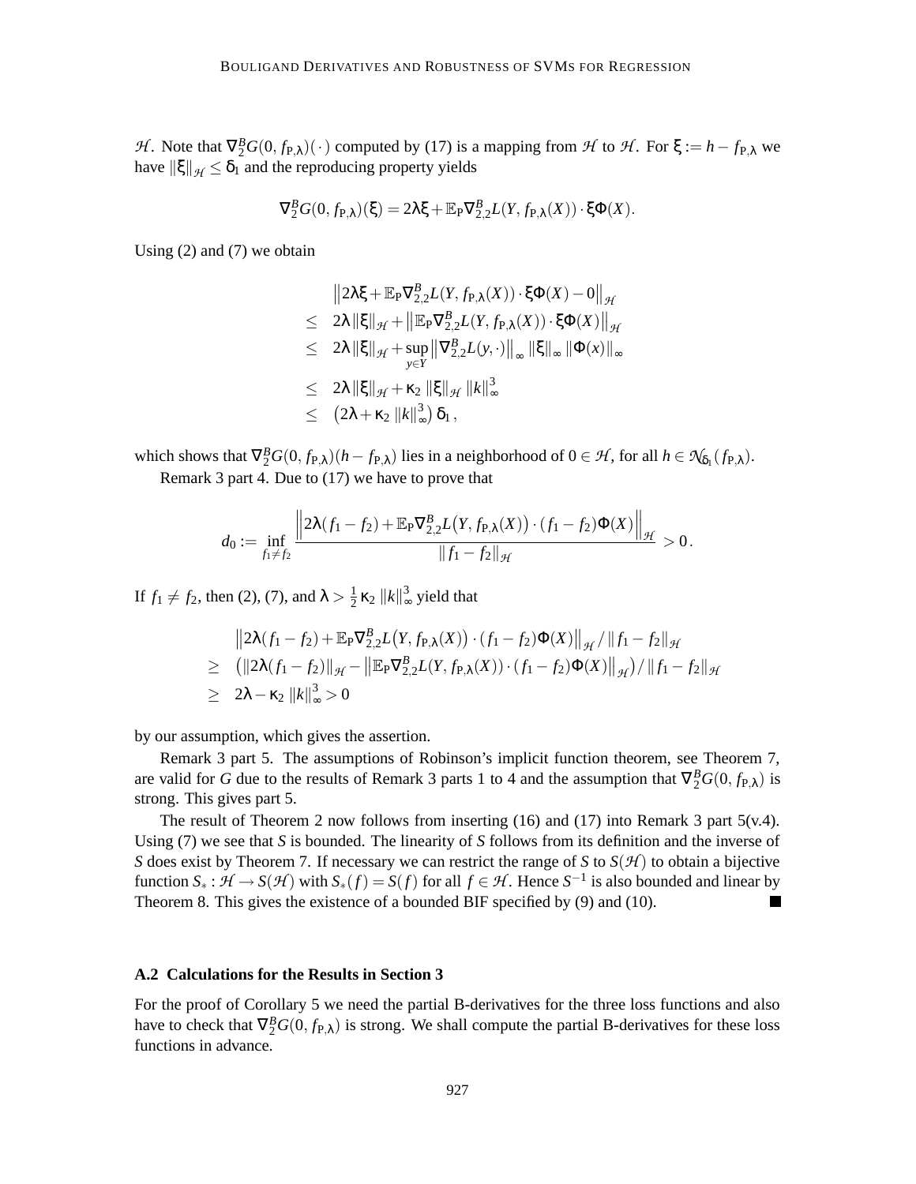$\mathcal{H}$. Note that $\nabla_2^B G(0, f_{P,\lambda})(\cdot)$ computed by (17) is a mapping from $\mathcal{H}$ to $\mathcal{H}$. For $\xi := h - f_{P,\lambda}$ we have $\|\xi\|_{\mathcal{H}} \leq \delta_1$ and the reproducing property yields

$$\nabla_2^B G(0, f_{P,\lambda})(\xi) = 2\lambda\xi + \mathbb{E}_P \nabla_{2,2}^B L(Y, f_{P,\lambda}(X)) \cdot \xi\Phi(X).$$

Using (2) and (7) we obtain

$$\begin{aligned}
& \left\| 2\lambda\xi + \mathbb{E}_P \nabla_{2,2}^B L(Y, f_{P,\lambda}(X)) \cdot \xi\Phi(X) - 0 \right\|_{\mathcal{H}} \\
\leq \;& 2\lambda \|\xi\|_{\mathcal{H}} + \left\| \mathbb{E}_P \nabla_{2,2}^B L(Y, f_{P,\lambda}(X)) \cdot \xi\Phi(X) \right\|_{\mathcal{H}} \\
\leq \;& 2\lambda \|\xi\|_{\mathcal{H}} + \sup_{y \in Y} \left\| \nabla_{2,2}^B L(y, \cdot) \right\|_\infty \|\xi\|_\infty \|\Phi(x)\|_\infty \\
\leq \;& 2\lambda \|\xi\|_{\mathcal{H}} + \kappa_2 \|\xi\|_{\mathcal{H}} \|k\|_\infty^3 \\
\leq \;& \left(2\lambda + \kappa_2 \|k\|_\infty^3\right) \delta_1 ,
\end{aligned}$$

which shows that $\nabla_2^B G(0, f_{P,\lambda})(h - f_{P,\lambda})$ lies in a neighborhood of $0 \in \mathcal{H}$, for all $h \in \mathcal{N}_{\delta_1}(f_{P,\lambda})$.

Remark 3 part 4. Due to (17) we have to prove that

$$d_0 := \inf_{f_1 \neq f_2} \frac{\left\| 2\lambda(f_1 - f_2) + \mathbb{E}_P \nabla_{2,2}^B L\big(Y, f_{P,\lambda}(X)\big) \cdot (f_1 - f_2)\Phi(X) \right\|_{\mathcal{H}}}{\|f_1 - f_2\|_{\mathcal{H}}} > 0 .$$

If $f_1 \neq f_2$, then (2), (7), and $\lambda > \frac{1}{2}\kappa_2 \|k\|_\infty^3$ yield that

$$\begin{aligned}
& \left\| 2\lambda(f_1 - f_2) + \mathbb{E}_P \nabla_{2,2}^B L\big(Y, f_{P,\lambda}(X)\big) \cdot (f_1 - f_2)\Phi(X) \right\|_{\mathcal{H}} / \|f_1 - f_2\|_{\mathcal{H}} \\
\geq \;& \left( \|2\lambda(f_1 - f_2)\|_{\mathcal{H}} - \left\| \mathbb{E}_P \nabla_{2,2}^B L(Y, f_{P,\lambda}(X)) \cdot (f_1 - f_2)\Phi(X) \right\|_{\mathcal{H}} \right) / \|f_1 - f_2\|_{\mathcal{H}} \\
\geq \;& 2\lambda - \kappa_2 \|k\|_\infty^3 > 0
\end{aligned}$$

by our assumption, which gives the assertion.

Remark 3 part 5. The assumptions of Robinson's implicit function theorem, see Theorem 7, are valid for $G$ due to the results of Remark 3 parts 1 to 4 and the assumption that $\nabla_2^B G(0, f_{P,\lambda})$ is strong. This gives part 5.

The result of Theorem 2 now follows from inserting (16) and (17) into Remark 3 part 5(v.4). Using (7) we see that $S$ is bounded. The linearity of $S$ follows from its definition and the inverse of $S$ does exist by Theorem 7. If necessary we can restrict the range of $S$ to $S(\mathcal{H})$ to obtain a bijective function $S_* : \mathcal{H} \to S(\mathcal{H})$ with $S_*(f) = S(f)$ for all $f \in \mathcal{H}$. Hence $S^{-1}$ is also bounded and linear by Theorem 8. This gives the existence of a bounded BIF specified by (9) and (10). ∎

### A.2 Calculations for the Results in Section 3

For the proof of Corollary 5 we need the partial B-derivatives for the three loss functions and also have to check that $\nabla_2^B G(0, f_{P,\lambda})$ is strong. We shall compute the partial B-derivatives for these loss functions in advance.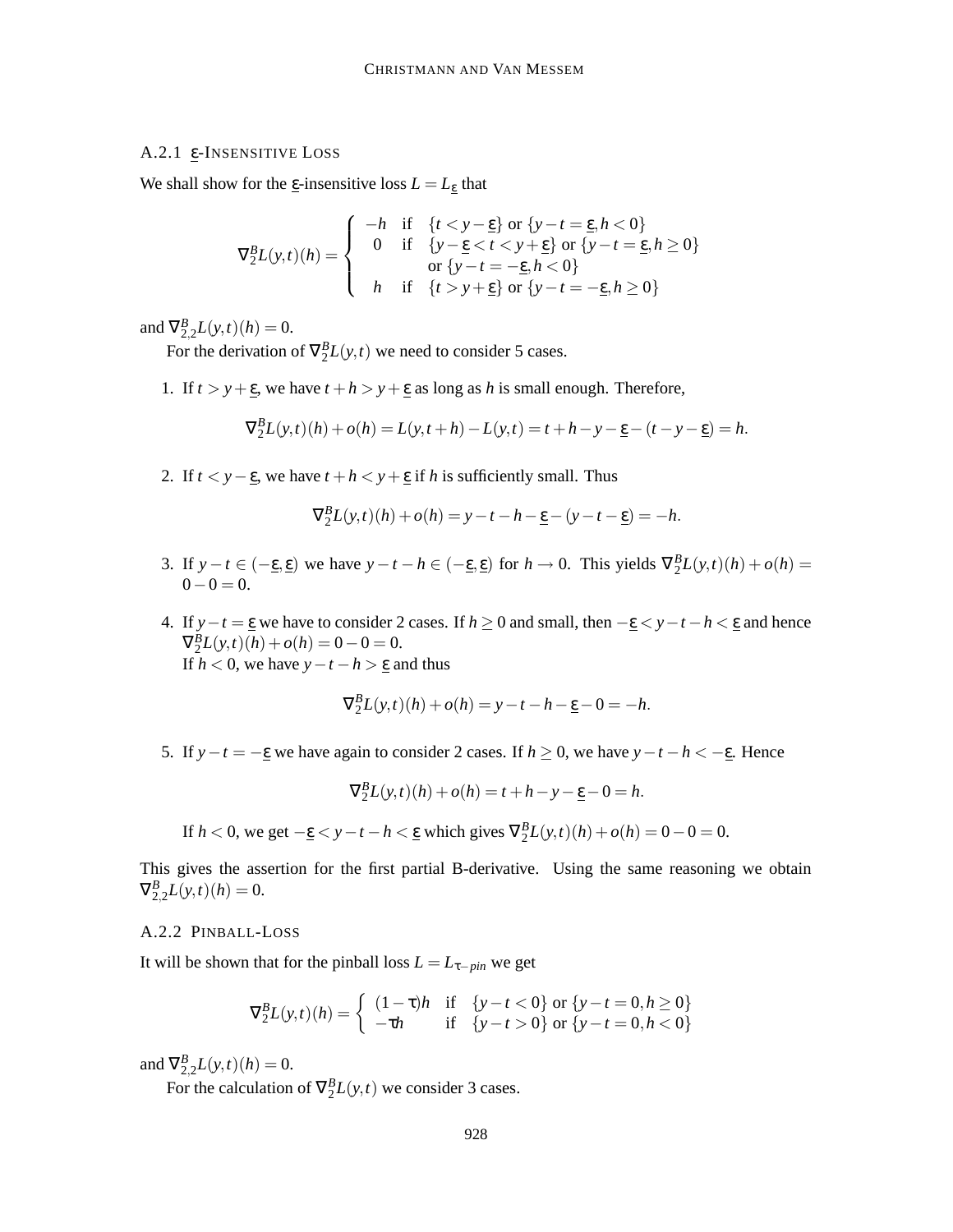### A.2.1 $\underline{\varepsilon}$-Insensitive Loss

We shall show for the $\underline{\varepsilon}$-insensitive loss $L = L_{\underline{\varepsilon}}$ that

$$\nabla_2^B L(y,t)(h) = \begin{cases} -h & \text{if} \quad \{t < y - \underline{\varepsilon}\} \text{ or } \{y - t = \underline{\varepsilon}, h < 0\} \\ 0 & \text{if} \quad \{y - \underline{\varepsilon} < t < y + \underline{\varepsilon}\} \text{ or } \{y - t = \underline{\varepsilon}, h \geq 0\} \\ & \quad\quad \text{or } \{y - t = -\underline{\varepsilon}, h < 0\} \\ h & \text{if} \quad \{t > y + \underline{\varepsilon}\} \text{ or } \{y - t = -\underline{\varepsilon}, h \geq 0\} \end{cases}$$

and $\nabla_{2,2}^B L(y,t)(h) = 0$.

For the derivation of $\nabla_2^B L(y,t)$ we need to consider 5 cases.

1. If $t > y + \underline{\varepsilon}$, we have $t + h > y + \underline{\varepsilon}$ as long as $h$ is small enough. Therefore,

$$\nabla_2^B L(y,t)(h) + o(h) = L(y,t+h) - L(y,t) = t + h - y - \underline{\varepsilon} - (t - y - \underline{\varepsilon}) = h.$$

2. If $t < y - \underline{\varepsilon}$, we have $t + h < y + \underline{\varepsilon}$ if $h$ is sufficiently small. Thus

$$\nabla_2^B L(y,t)(h) + o(h) = y - t - h - \underline{\varepsilon} - (y - t - \underline{\varepsilon}) = -h.$$

3. If $y - t \in (-\underline{\varepsilon}, \underline{\varepsilon})$ we have $y - t - h \in (-\underline{\varepsilon}, \underline{\varepsilon})$ for $h \to 0$. This yields $\nabla_2^B L(y,t)(h) + o(h) = 0 - 0 = 0$.

4. If $y - t = \underline{\varepsilon}$ we have to consider 2 cases. If $h \geq 0$ and small, then $-\underline{\varepsilon} < y - t - h < \underline{\varepsilon}$ and hence $\nabla_2^B L(y,t)(h) + o(h) = 0 - 0 = 0$.
   If $h < 0$, we have $y - t - h > \underline{\varepsilon}$ and thus

$$\nabla_2^B L(y,t)(h) + o(h) = y - t - h - \underline{\varepsilon} - 0 = -h.$$

5. If $y - t = -\underline{\varepsilon}$ we have again to consider 2 cases. If $h \geq 0$, we have $y - t - h < -\underline{\varepsilon}$. Hence

$$\nabla_2^B L(y,t)(h) + o(h) = t + h - y - \underline{\varepsilon} - 0 = h.$$

   If $h < 0$, we get $-\underline{\varepsilon} < y - t - h < \underline{\varepsilon}$ which gives $\nabla_2^B L(y,t)(h) + o(h) = 0 - 0 = 0$.

This gives the assertion for the first partial B-derivative. Using the same reasoning we obtain $\nabla_{2,2}^B L(y,t)(h) = 0$.

### A.2.2 Pinball-Loss

It will be shown that for the pinball loss $L = L_{\tau-pin}$ we get

$$\nabla_2^B L(y,t)(h) = \begin{cases} (1-\tau)h & \text{if} \quad \{y - t < 0\} \text{ or } \{y - t = 0, h \geq 0\} \\ -\tau h & \text{if} \quad \{y - t > 0\} \text{ or } \{y - t = 0, h < 0\} \end{cases}$$

and $\nabla_{2,2}^B L(y,t)(h) = 0$.

For the calculation of $\nabla_2^B L(y,t)$ we consider 3 cases.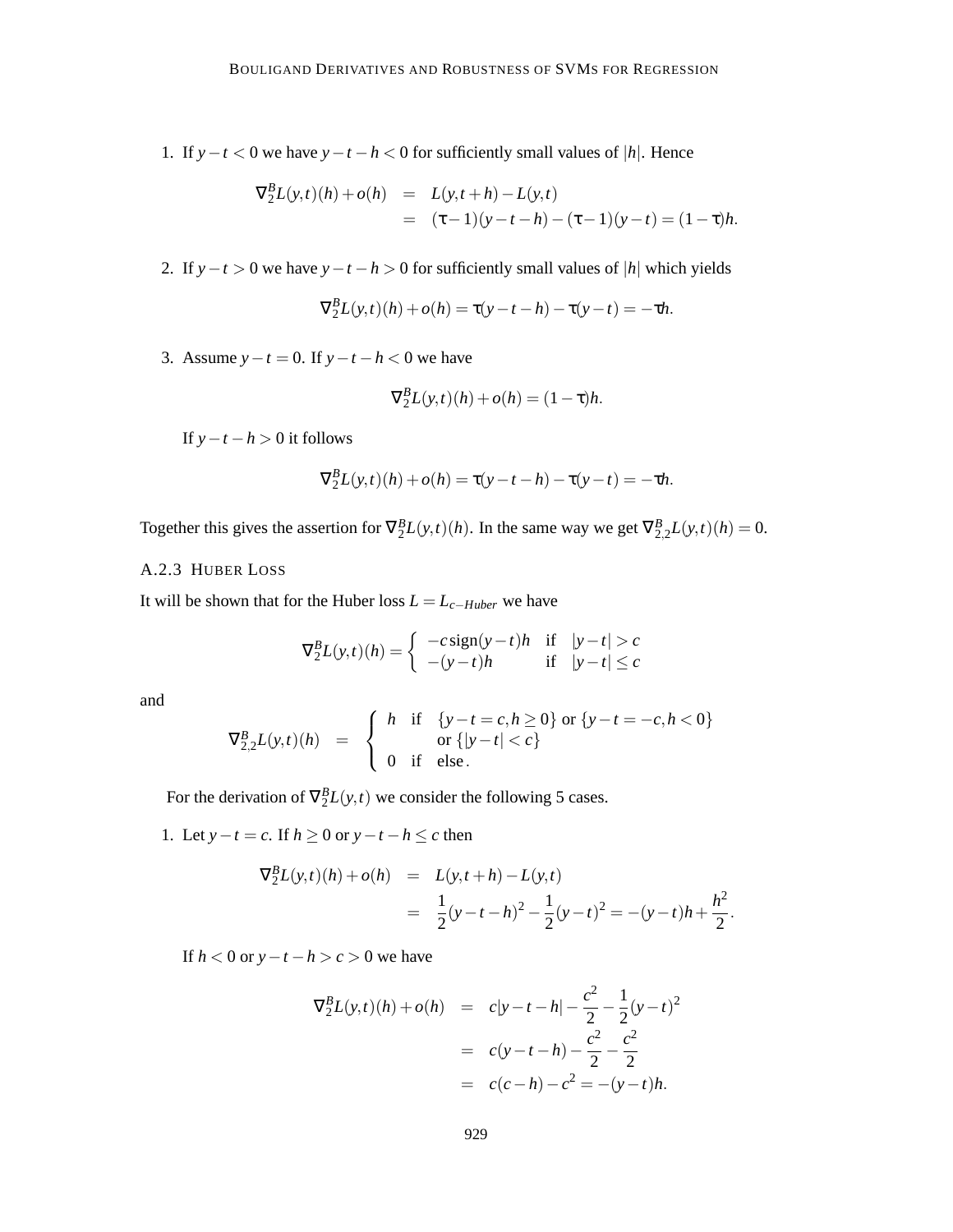1. If $y-t<0$ we have $y-t-h<0$ for sufficiently small values of $|h|$. Hence

$$\begin{aligned}\nabla_2^B L(y,t)(h)+o(h) &= L(y,t+h)-L(y,t)\\ &= (\tau-1)(y-t-h)-(\tau-1)(y-t)=(1-\tau)h.\end{aligned}$$

2. If $y-t>0$ we have $y-t-h>0$ for sufficiently small values of $|h|$ which yields

$$\nabla_2^B L(y,t)(h)+o(h)=\tau(y-t-h)-\tau(y-t)=-\tau h.$$

3. Assume $y-t=0$. If $y-t-h<0$ we have

$$\nabla_2^B L(y,t)(h)+o(h)=(1-\tau)h.$$

   If $y-t-h>0$ it follows

$$\nabla_2^B L(y,t)(h)+o(h)=\tau(y-t-h)-\tau(y-t)=-\tau h.$$

Together this gives the assertion for $\nabla_2^B L(y,t)(h)$. In the same way we get $\nabla_{2,2}^B L(y,t)(h)=0$.

### A.2.3 Huber Loss

It will be shown that for the Huber loss $L=L_{c-Huber}$ we have

$$\nabla_2^B L(y,t)(h)=\begin{cases}-c\,\mathrm{sign}(y-t)h & \text{if} \quad |y-t|>c\\ -(y-t)h & \text{if} \quad |y-t|\le c\end{cases}$$

and

$$\nabla_{2,2}^B L(y,t)(h) \;=\; \begin{cases} h & \text{if} \quad \{y-t=c, h\ge 0\} \text{ or } \{y-t=-c, h<0\}\\ & \quad\;\; \text{or } \{|y-t|<c\}\\ 0 & \text{if} \quad \text{else}\,.\end{cases}$$

For the derivation of $\nabla_2^B L(y,t)$ we consider the following 5 cases.

1. Let $y-t=c$. If $h\ge 0$ or $y-t-h\le c$ then

$$\begin{aligned}\nabla_2^B L(y,t)(h)+o(h) &= L(y,t+h)-L(y,t)\\ &= \frac{1}{2}(y-t-h)^2-\frac{1}{2}(y-t)^2=-(y-t)h+\frac{h^2}{2}.\end{aligned}$$

   If $h<0$ or $y-t-h>c>0$ we have

$$\begin{aligned}\nabla_2^B L(y,t)(h)+o(h) &= c|y-t-h|-\frac{c^2}{2}-\frac{1}{2}(y-t)^2\\ &= c(y-t-h)-\frac{c^2}{2}-\frac{c^2}{2}\\ &= c(c-h)-c^2=-(y-t)h.\end{aligned}$$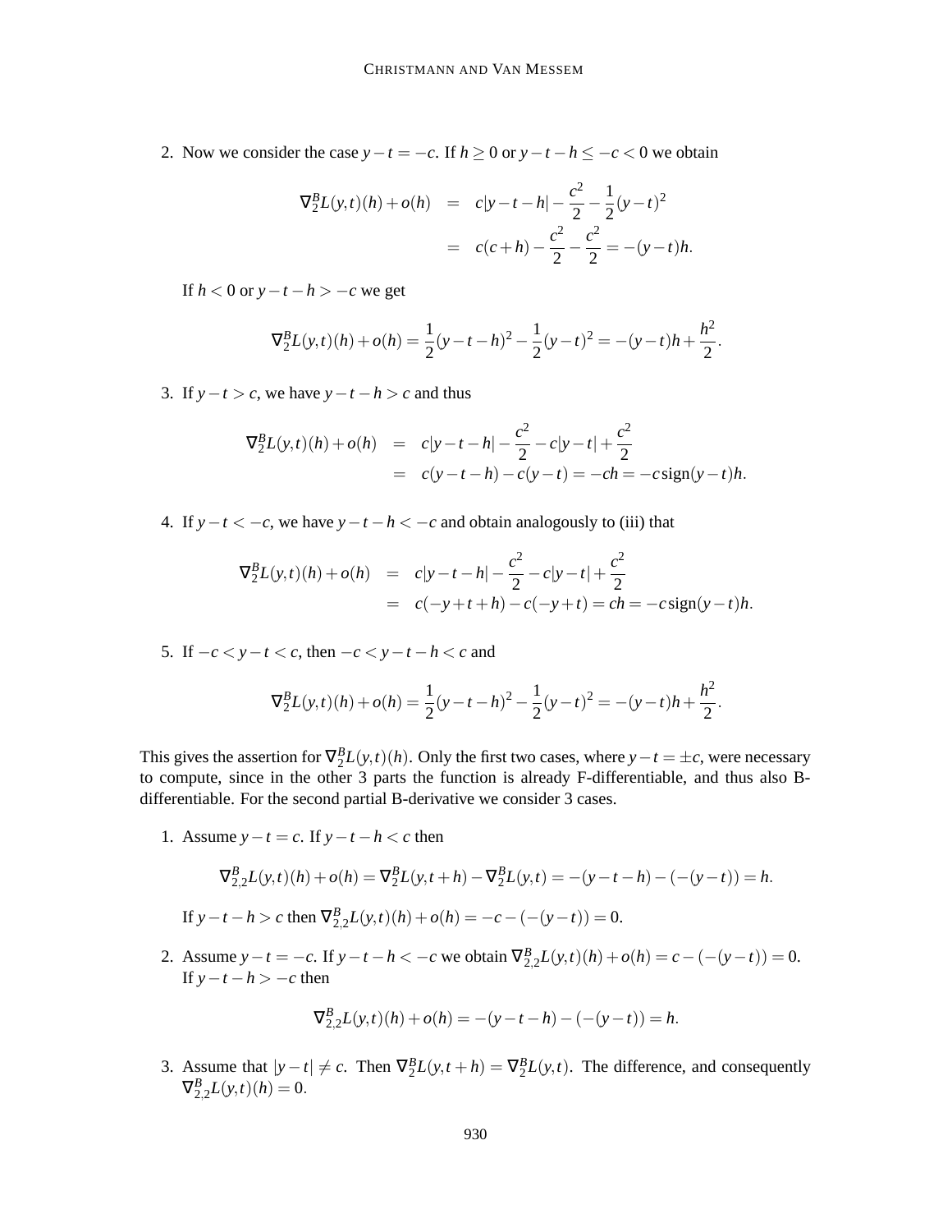2. Now we consider the case $y-t=-c$. If $h \geq 0$ or $y-t-h \leq -c < 0$ we obtain

$$
\begin{aligned}
\nabla_2^B L(y,t)(h) + o(h) &= c|y-t-h| - \frac{c^2}{2} - \frac{1}{2}(y-t)^2 \\
&= c(c+h) - \frac{c^2}{2} - \frac{c^2}{2} = -(y-t)h.
\end{aligned}
$$

   If $h < 0$ or $y-t-h > -c$ we get

$$
\nabla_2^B L(y,t)(h) + o(h) = \frac{1}{2}(y-t-h)^2 - \frac{1}{2}(y-t)^2 = -(y-t)h + \frac{h^2}{2}.
$$

3. If $y-t > c$, we have $y-t-h > c$ and thus

$$
\begin{aligned}
\nabla_2^B L(y,t)(h) + o(h) &= c|y-t-h| - \frac{c^2}{2} - c|y-t| + \frac{c^2}{2} \\
&= c(y-t-h) - c(y-t) = -ch = -c\,\mathrm{sign}(y-t)h.
\end{aligned}
$$

4. If $y-t < -c$, we have $y-t-h < -c$ and obtain analogously to (iii) that

$$
\begin{aligned}
\nabla_2^B L(y,t)(h) + o(h) &= c|y-t-h| - \frac{c^2}{2} - c|y-t| + \frac{c^2}{2} \\
&= c(-y+t+h) - c(-y+t) = ch = -c\,\mathrm{sign}(y-t)h.
\end{aligned}
$$

5. If $-c < y-t < c$, then $-c < y-t-h < c$ and

$$
\nabla_2^B L(y,t)(h) + o(h) = \frac{1}{2}(y-t-h)^2 - \frac{1}{2}(y-t)^2 = -(y-t)h + \frac{h^2}{2}.
$$

This gives the assertion for $\nabla_2^B L(y,t)(h)$. Only the first two cases, where $y-t = \pm c$, were necessary to compute, since in the other 3 parts the function is already F-differentiable, and thus also B-differentiable. For the second partial B-derivative we consider 3 cases.

1. Assume $y-t=c$. If $y-t-h < c$ then

$$
\nabla_{2,2}^B L(y,t)(h) + o(h) = \nabla_2^B L(y,t+h) - \nabla_2^B L(y,t) = -(y-t-h) - (-(y-t)) = h.
$$

   If $y-t-h > c$ then $\nabla_{2,2}^B L(y,t)(h) + o(h) = -c - (-(y-t)) = 0$.

2. Assume $y-t=-c$. If $y-t-h < -c$ we obtain $\nabla_{2,2}^B L(y,t)(h) + o(h) = c - (-(y-t)) = 0$. If $y-t-h > -c$ then

$$
\nabla_{2,2}^B L(y,t)(h) + o(h) = -(y-t-h) - (-(y-t)) = h.
$$

3. Assume that $|y-t| \neq c$. Then $\nabla_2^B L(y,t+h) = \nabla_2^B L(y,t)$. The difference, and consequently $\nabla_{2,2}^B L(y,t)(h) = 0$.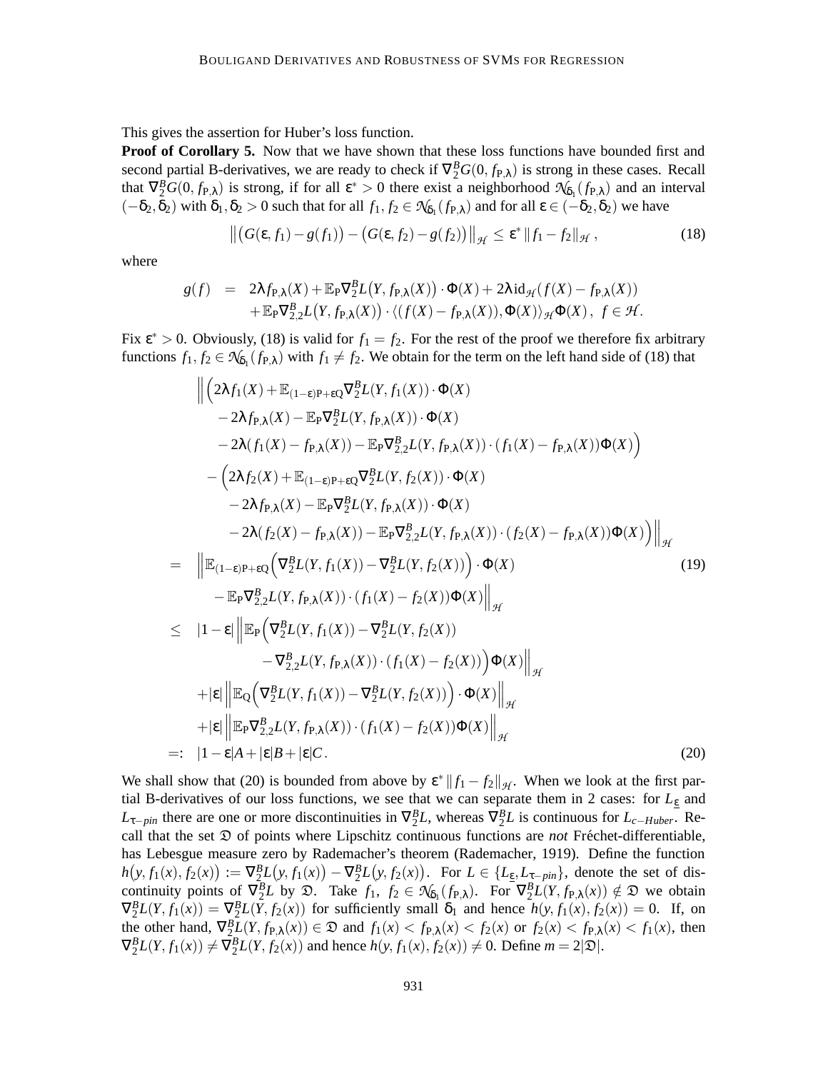This gives the assertion for Huber's loss function.

**Proof of Corollary 5.** Now that we have shown that these loss functions have bounded first and second partial B-derivatives, we are ready to check if $\nabla_2^B G(0, f_{\mathrm{P},\lambda})$ is strong in these cases. Recall that $\nabla_2^B G(0, f_{\mathrm{P},\lambda})$ is strong, if for all $\varepsilon^* > 0$ there exist a neighborhood $\mathcal{N}_{\delta_1}(f_{\mathrm{P},\lambda})$ and an interval $(-\delta_2, \delta_2)$ with $\delta_1, \delta_2 > 0$ such that for all $f_1, f_2 \in \mathcal{N}_{\delta_1}(f_{\mathrm{P},\lambda})$ and for all $\varepsilon \in (-\delta_2, \delta_2)$ we have

$$\left\| \big(G(\varepsilon, f_1) - g(f_1)\big) - \big(G(\varepsilon, f_2) - g(f_2)\big) \right\|_{\mathcal{H}} \leq \varepsilon^* \, \|f_1 - f_2\|_{\mathcal{H}}\,, \tag{18}$$

where

$$\begin{aligned} g(f) \;\; = \;\; & 2\lambda f_{\mathrm{P},\lambda}(X) + \mathbb{E}_{\mathrm{P}} \nabla_2^B L\big(Y, f_{\mathrm{P},\lambda}(X)\big) \cdot \Phi(X) + 2\lambda \mathrm{id}_{\mathcal{H}}(f(X) - f_{\mathrm{P},\lambda}(X)) \\ & + \mathbb{E}_{\mathrm{P}} \nabla_{2,2}^B L\big(Y, f_{\mathrm{P},\lambda}(X)\big) \cdot \langle (f(X) - f_{\mathrm{P},\lambda}(X)), \Phi(X) \rangle_{\mathcal{H}} \Phi(X)\,, \;\; f \in \mathcal{H}. \end{aligned}$$

Fix $\varepsilon^* > 0$. Obviously, (18) is valid for $f_1 = f_2$. For the rest of the proof we therefore fix arbitrary functions $f_1, f_2 \in \mathcal{N}_{\delta_1}(f_{\mathrm{P},\lambda})$ with $f_1 \neq f_2$. We obtain for the term on the left hand side of (18) that

$$\begin{aligned}
& \Big\| \Big( 2\lambda f_1(X) + \mathbb{E}_{(1-\varepsilon)\mathrm{P}+\varepsilon\mathrm{Q}} \nabla_2^B L(Y, f_1(X)) \cdot \Phi(X) \\
& \qquad - 2\lambda f_{\mathrm{P},\lambda}(X) - \mathbb{E}_{\mathrm{P}} \nabla_2^B L(Y, f_{\mathrm{P},\lambda}(X)) \cdot \Phi(X) \\
& \qquad - 2\lambda (f_1(X) - f_{\mathrm{P},\lambda}(X)) - \mathbb{E}_{\mathrm{P}} \nabla_{2,2}^B L(Y, f_{\mathrm{P},\lambda}(X)) \cdot (f_1(X) - f_{\mathrm{P},\lambda}(X)) \Phi(X) \Big) \\
& \quad - \Big( 2\lambda f_2(X) + \mathbb{E}_{(1-\varepsilon)\mathrm{P}+\varepsilon\mathrm{Q}} \nabla_2^B L(Y, f_2(X)) \cdot \Phi(X) \\
& \qquad - 2\lambda f_{\mathrm{P},\lambda}(X) - \mathbb{E}_{\mathrm{P}} \nabla_2^B L(Y, f_{\mathrm{P},\lambda}(X)) \cdot \Phi(X) \\
& \qquad - 2\lambda (f_2(X) - f_{\mathrm{P},\lambda}(X)) - \mathbb{E}_{\mathrm{P}} \nabla_{2,2}^B L(Y, f_{\mathrm{P},\lambda}(X)) \cdot (f_2(X) - f_{\mathrm{P},\lambda}(X)) \Phi(X) \Big) \Big\|_{\mathcal{H}} \\
= \;\; & \Big\| \mathbb{E}_{(1-\varepsilon)\mathrm{P}+\varepsilon\mathrm{Q}} \Big( \nabla_2^B L(Y, f_1(X)) - \nabla_2^B L(Y, f_2(X)) \Big) \cdot \Phi(X) \qquad\qquad\qquad\qquad (19) \\
& \quad - \mathbb{E}_{\mathrm{P}} \nabla_{2,2}^B L(Y, f_{\mathrm{P},\lambda}(X)) \cdot (f_1(X) - f_2(X)) \Phi(X) \Big\|_{\mathcal{H}} \\
\leq \;\; & |1-\varepsilon| \Big\| \mathbb{E}_{\mathrm{P}} \Big( \nabla_2^B L(Y, f_1(X)) - \nabla_2^B L(Y, f_2(X)) \\
& \qquad\qquad - \nabla_{2,2}^B L(Y, f_{\mathrm{P},\lambda}(X)) \cdot (f_1(X) - f_2(X)) \Big) \Phi(X) \Big\|_{\mathcal{H}} \\
& + |\varepsilon| \Big\| \mathbb{E}_{\mathrm{Q}} \Big( \nabla_2^B L(Y, f_1(X)) - \nabla_2^B L(Y, f_2(X)) \Big) \cdot \Phi(X) \Big\|_{\mathcal{H}} \\
& + |\varepsilon| \Big\| \mathbb{E}_{\mathrm{P}} \nabla_{2,2}^B L(Y, f_{\mathrm{P},\lambda}(X)) \cdot (f_1(X) - f_2(X)) \Phi(X) \Big\|_{\mathcal{H}} \\
=: \;\; & |1-\varepsilon| A + |\varepsilon| B + |\varepsilon| C. \qquad\qquad\qquad\qquad\qquad\qquad\qquad\qquad\qquad\qquad (20)
\end{aligned}$$

We shall show that (20) is bounded from above by $\varepsilon^* \|f_1 - f_2\|_{\mathcal{H}}$. When we look at the first partial B-derivatives of our loss functions, we see that we can separate them in 2 cases: for $L_{\underline{\varepsilon}}$ and $L_{\tau-pin}$ there are one or more discontinuities in $\nabla_2^B L$, whereas $\nabla_2^B L$ is continuous for $L_{c-Huber}$. Recall that the set $\mathfrak{D}$ of points where Lipschitz continuous functions are *not* Fréchet-differentiable, has Lebesgue measure zero by Rademacher's theorem (Rademacher, 1919). Define the function $h\big(y, f_1(x), f_2(x)\big) := \nabla_2^B L\big(y, f_1(x)\big) - \nabla_2^B L\big(y, f_2(x)\big)$. For $L \in \{L_{\underline{\varepsilon}}, L_{\tau-pin}\}$, denote the set of discontinuity points of $\nabla_2^B L$ by $\mathfrak{D}$. Take $f_1$, $f_2 \in \mathcal{N}_{\delta_1}(f_{\mathrm{P},\lambda})$. For $\nabla_2^B L(Y, f_{\mathrm{P},\lambda}(x)) \notin \mathfrak{D}$ we obtain $\nabla_2^B L(Y, f_1(x)) = \nabla_2^B L(Y, f_2(x))$ for sufficiently small $\delta_1$ and hence $h(y, f_1(x), f_2(x)) = 0$. If, on the other hand, $\nabla_2^B L(Y, f_{\mathrm{P},\lambda}(x)) \in \mathfrak{D}$ and $f_1(x) < f_{\mathrm{P},\lambda}(x) < f_2(x)$ or $f_2(x) < f_{\mathrm{P},\lambda}(x) < f_1(x)$, then $\nabla_2^B L(Y, f_1(x)) \neq \nabla_2^B L(Y, f_2(x))$ and hence $h(y, f_1(x), f_2(x)) \neq 0$. Define $m = 2|\mathfrak{D}|$.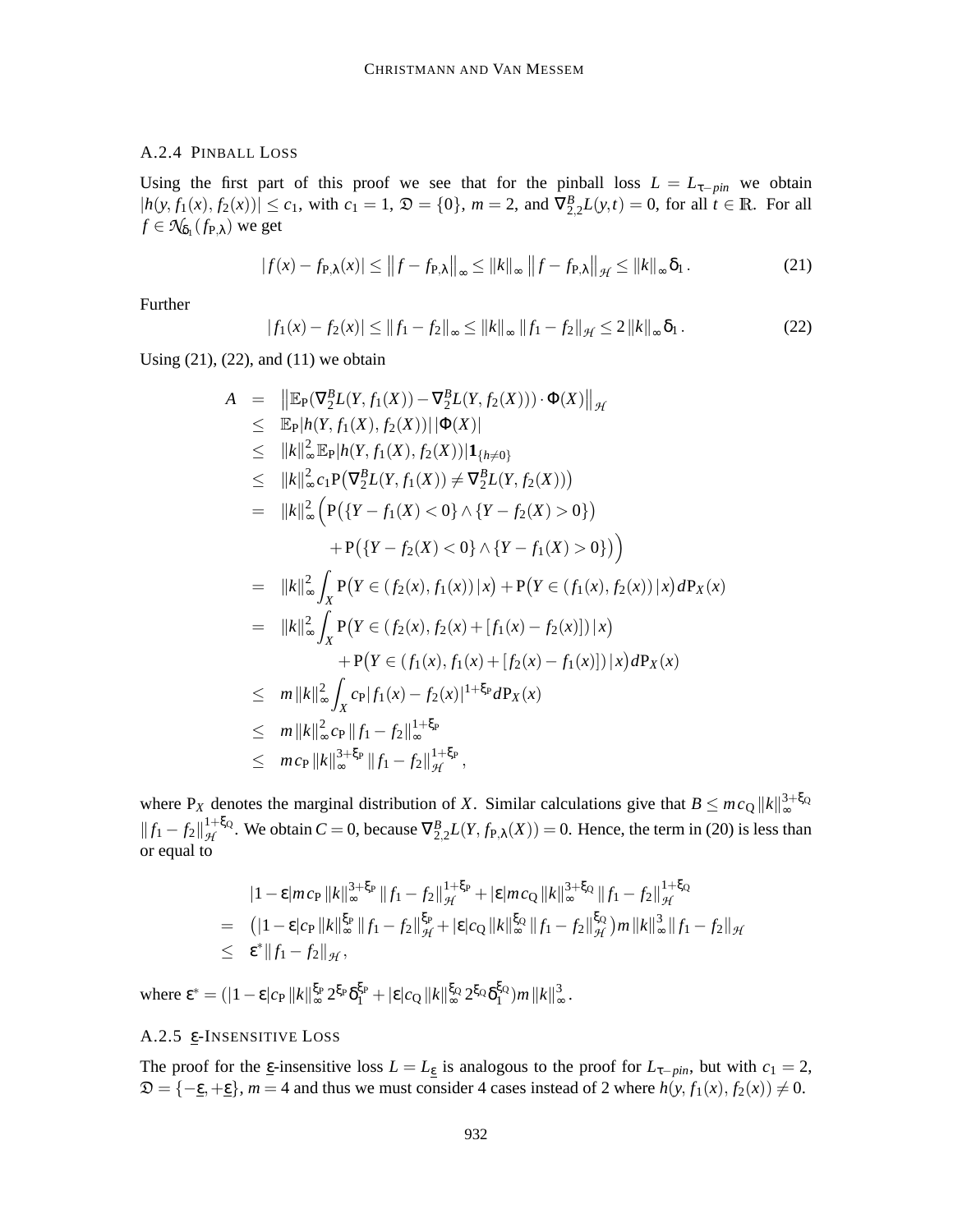### A.2.4 Pinball Loss

Using the first part of this proof we see that for the pinball loss $L = L_{\tau-pin}$ we obtain $|h(y, f_1(x), f_2(x))| \le c_1$, with $c_1 = 1$, $\mathfrak{D} = \{0\}$, $m = 2$, and $\nabla^B_{2,2} L(y,t) = 0$, for all $t \in \mathbb{R}$. For all $f \in \mathcal{N}_{\delta_1}(f_{\mathrm{P},\lambda})$ we get

$$|f(x) - f_{\mathrm{P},\lambda}(x)| \le \left\| f - f_{\mathrm{P},\lambda} \right\|_\infty \le \|k\|_\infty \left\| f - f_{\mathrm{P},\lambda} \right\|_{\mathcal{H}} \le \|k\|_\infty \delta_1 . \tag{21}$$

Further

$$|f_1(x) - f_2(x)| \le \|f_1 - f_2\|_\infty \le \|k\|_\infty \|f_1 - f_2\|_{\mathcal{H}} \le 2\|k\|_\infty \delta_1 . \tag{22}$$

Using (21), (22), and (11) we obtain

$$\begin{aligned}
A &= \left\| \mathbb{E}_{\mathrm{P}}(\nabla^B_2 L(Y, f_1(X)) - \nabla^B_2 L(Y, f_2(X))) \cdot \Phi(X) \right\|_{\mathcal{H}} \\
&\le \mathbb{E}_{\mathrm{P}} |h(Y, f_1(X), f_2(X))| \, |\Phi(X)| \\
&\le \|k\|^2_\infty \mathbb{E}_{\mathrm{P}} |h(Y, f_1(X), f_2(X))| \mathbf{1}_{\{h \neq 0\}} \\
&\le \|k\|^2_\infty c_1 \mathrm{P}\big(\nabla^B_2 L(Y, f_1(X)) \neq \nabla^B_2 L(Y, f_2(X))\big) \\
&= \|k\|^2_\infty \Big( \mathrm{P}\big(\{Y - f_1(X) < 0\} \wedge \{Y - f_2(X) > 0\}\big) \\
&\qquad + \mathrm{P}\big(\{Y - f_2(X) < 0\} \wedge \{Y - f_1(X) > 0\}\big) \Big) \\
&= \|k\|^2_\infty \int_X \mathrm{P}\big(Y \in (f_2(x), f_1(x)) \,|\, x\big) + \mathrm{P}\big(Y \in (f_1(x), f_2(x)) \,|\, x\big) d\mathrm{P}_X(x) \\
&= \|k\|^2_\infty \int_X \mathrm{P}\big(Y \in (f_2(x), f_2(x) + [f_1(x) - f_2(x)]) \,|\, x\big) \\
&\qquad + \mathrm{P}\big(Y \in (f_1(x), f_1(x) + [f_2(x) - f_1(x)]) \,|\, x\big) d\mathrm{P}_X(x) \\
&\le m \|k\|^2_\infty \int_X c_{\mathrm{P}} |f_1(x) - f_2(x)|^{1+\xi_{\mathrm{P}}} d\mathrm{P}_X(x) \\
&\le m \|k\|^2_\infty c_{\mathrm{P}} \|f_1 - f_2\|^{1+\xi_{\mathrm{P}}}_\infty \\
&\le m c_{\mathrm{P}} \|k\|^{3+\xi_{\mathrm{P}}}_\infty \|f_1 - f_2\|^{1+\xi_{\mathrm{P}}}_{\mathcal{H}} ,
\end{aligned}$$

where $\mathrm{P}_X$ denotes the marginal distribution of $X$. Similar calculations give that $B \le m c_{\mathrm{Q}} \|k\|^{3+\xi_{\mathrm{Q}}}_\infty \|f_1 - f_2\|^{1+\xi_{\mathrm{Q}}}_{\mathcal{H}}$. We obtain $C = 0$, because $\nabla^B_{2,2} L(Y, f_{\mathrm{P},\lambda}(X)) = 0$. Hence, the term in (20) is less than or equal to

$$\begin{aligned}
& |1-\varepsilon| m c_{\mathrm{P}} \|k\|^{3+\xi_{\mathrm{P}}}_\infty \|f_1 - f_2\|^{1+\xi_{\mathrm{P}}}_{\mathcal{H}} + |\varepsilon| m c_{\mathrm{Q}} \|k\|^{3+\xi_{\mathrm{Q}}}_\infty \|f_1 - f_2\|^{1+\xi_{\mathrm{Q}}}_{\mathcal{H}} \\
= \; & \big( |1-\varepsilon| c_{\mathrm{P}} \|k\|^{\xi_{\mathrm{P}}}_\infty \|f_1 - f_2\|^{\xi_{\mathrm{P}}}_{\mathcal{H}} + |\varepsilon| c_{\mathrm{Q}} \|k\|^{\xi_{\mathrm{Q}}}_\infty \|f_1 - f_2\|^{\xi_{\mathrm{Q}}}_{\mathcal{H}} \big) m \|k\|^3_\infty \|f_1 - f_2\|_{\mathcal{H}} \\
\le \; & \varepsilon^* \|f_1 - f_2\|_{\mathcal{H}} ,
\end{aligned}$$

where $\varepsilon^* = (|1-\varepsilon| c_{\mathrm{P}} \|k\|^{\xi_{\mathrm{P}}}_\infty 2^{\xi_{\mathrm{P}}} \delta_1^{\xi_{\mathrm{P}}} + |\varepsilon| c_{\mathrm{Q}} \|k\|^{\xi_{\mathrm{Q}}}_\infty 2^{\xi_{\mathrm{Q}}} \delta_1^{\xi_{\mathrm{Q}}}) m \|k\|^3_\infty$.

### A.2.5 $\underline{\varepsilon}$-Insensitive Loss

The proof for the $\underline{\varepsilon}$-insensitive loss $L = L_{\underline{\varepsilon}}$ is analogous to the proof for $L_{\tau-pin}$, but with $c_1 = 2$, $\mathfrak{D} = \{-\underline{\varepsilon}, +\underline{\varepsilon}\}$, $m = 4$ and thus we must consider 4 cases instead of 2 where $h(y, f_1(x), f_2(x)) \neq 0$.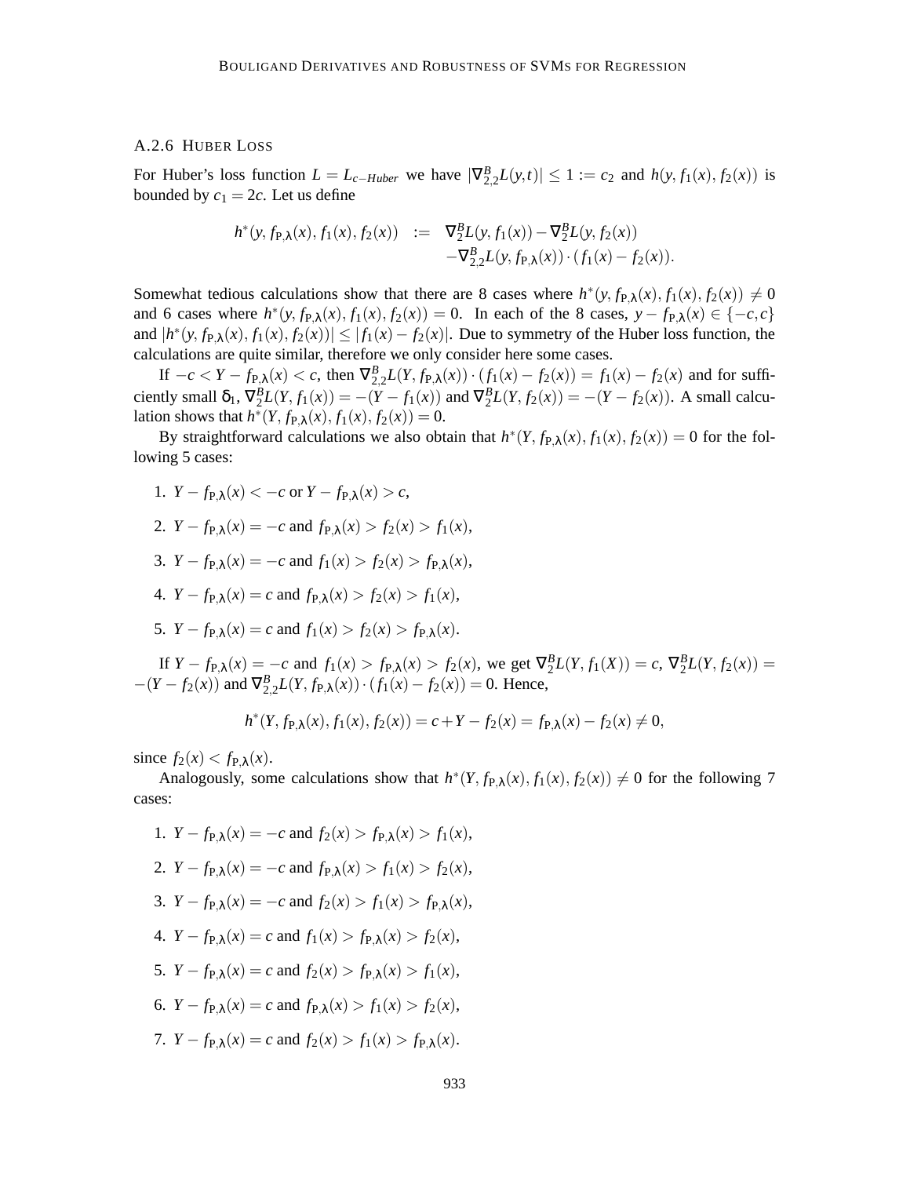### A.2.6 Huber Loss

For Huber's loss function $L = L_{c-Huber}$ we have $|\nabla^B_{2,2} L(y,t)| \leq 1 := c_2$ and $h(y, f_1(x), f_2(x))$ is bounded by $c_1 = 2c$. Let us define

$$
\begin{aligned}
h^*(y, f_{P,\lambda}(x), f_1(x), f_2(x)) \;\; := \;\; & \nabla^B_2 L(y, f_1(x)) - \nabla^B_2 L(y, f_2(x)) \\
& - \nabla^B_{2,2} L(y, f_{P,\lambda}(x)) \cdot (f_1(x) - f_2(x)).
\end{aligned}
$$

Somewhat tedious calculations show that there are 8 cases where $h^*(y, f_{P,\lambda}(x), f_1(x), f_2(x)) \neq 0$ and 6 cases where $h^*(y, f_{P,\lambda}(x), f_1(x), f_2(x)) = 0$. In each of the 8 cases, $y - f_{P,\lambda}(x) \in \{-c, c\}$ and $|h^*(y, f_{P,\lambda}(x), f_1(x), f_2(x))| \leq |f_1(x) - f_2(x)|$. Due to symmetry of the Huber loss function, the calculations are quite similar, therefore we only consider here some cases.

If $-c < Y - f_{P,\lambda}(x) < c$, then $\nabla^B_{2,2} L(Y, f_{P,\lambda}(x)) \cdot (f_1(x) - f_2(x)) = f_1(x) - f_2(x)$ and for sufficiently small $\delta_1$, $\nabla^B_2 L(Y, f_1(x)) = -(Y - f_1(x))$ and $\nabla^B_2 L(Y, f_2(x)) = -(Y - f_2(x))$. A small calculation shows that $h^*(Y, f_{P,\lambda}(x), f_1(x), f_2(x)) = 0$.

By straightforward calculations we also obtain that $h^*(Y, f_{P,\lambda}(x), f_1(x), f_2(x)) = 0$ for the following 5 cases:

1. $Y - f_{P,\lambda}(x) < -c$ or $Y - f_{P,\lambda}(x) > c$,
2. $Y - f_{P,\lambda}(x) = -c$ and $f_{P,\lambda}(x) > f_2(x) > f_1(x)$,
3. $Y - f_{P,\lambda}(x) = -c$ and $f_1(x) > f_2(x) > f_{P,\lambda}(x)$,
4. $Y - f_{P,\lambda}(x) = c$ and $f_{P,\lambda}(x) > f_2(x) > f_1(x)$,
5. $Y - f_{P,\lambda}(x) = c$ and $f_1(x) > f_2(x) > f_{P,\lambda}(x)$.

If $Y - f_{P,\lambda}(x) = -c$ and $f_1(x) > f_{P,\lambda}(x) > f_2(x)$, we get $\nabla^B_2 L(Y, f_1(X)) = c$, $\nabla^B_2 L(Y, f_2(x)) = -(Y - f_2(x))$ and $\nabla^B_{2,2} L(Y, f_{P,\lambda}(x)) \cdot (f_1(x) - f_2(x)) = 0$. Hence,

$$
h^*(Y, f_{P,\lambda}(x), f_1(x), f_2(x)) = c + Y - f_2(x) = f_{P,\lambda}(x) - f_2(x) \neq 0,
$$

since $f_2(x) < f_{P,\lambda}(x)$.

Analogously, some calculations show that $h^*(Y, f_{P,\lambda}(x), f_1(x), f_2(x)) \neq 0$ for the following 7 cases:

1. $Y - f_{P,\lambda}(x) = -c$ and $f_2(x) > f_{P,\lambda}(x) > f_1(x)$,
2. $Y - f_{P,\lambda}(x) = -c$ and $f_{P,\lambda}(x) > f_1(x) > f_2(x)$,
3. $Y - f_{P,\lambda}(x) = -c$ and $f_2(x) > f_1(x) > f_{P,\lambda}(x)$,
4. $Y - f_{P,\lambda}(x) = c$ and $f_1(x) > f_{P,\lambda}(x) > f_2(x)$,
5. $Y - f_{P,\lambda}(x) = c$ and $f_2(x) > f_{P,\lambda}(x) > f_1(x)$,
6. $Y - f_{P,\lambda}(x) = c$ and $f_{P,\lambda}(x) > f_1(x) > f_2(x)$,
7. $Y - f_{P,\lambda}(x) = c$ and $f_2(x) > f_1(x) > f_{P,\lambda}(x)$.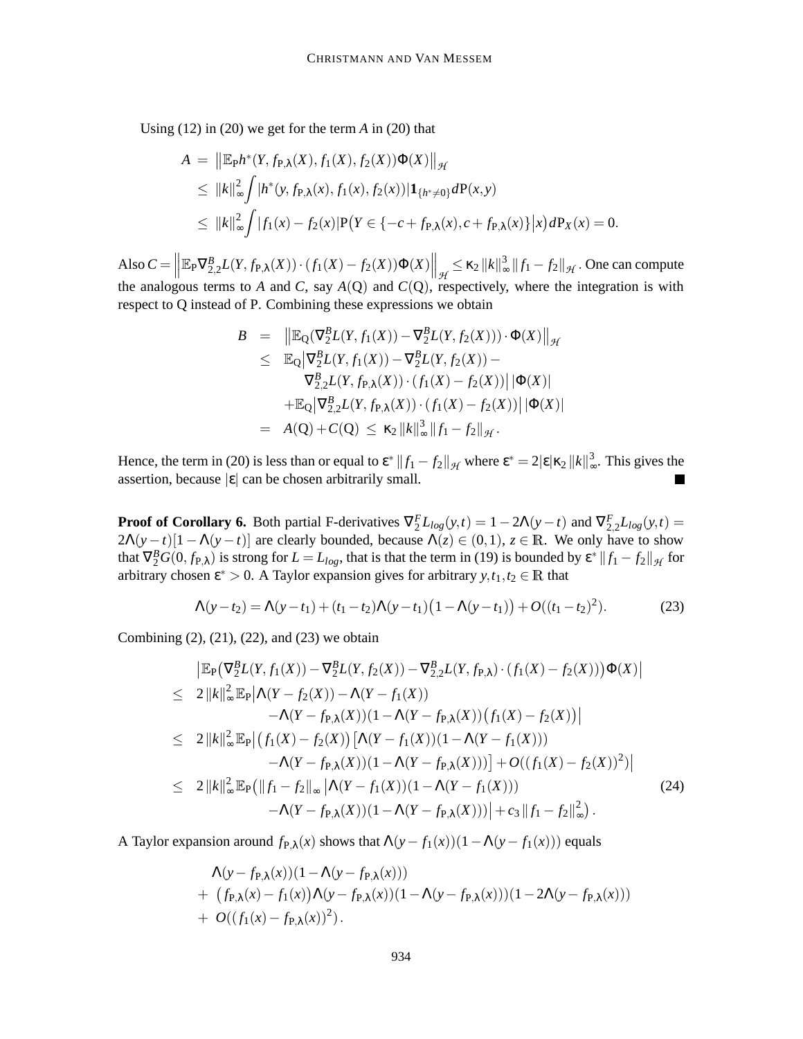Using (12) in (20) we get for the term $A$ in (20) that

$$
\begin{aligned}
A &= \left\| \mathbb{E}_{\mathrm{P}} h^*(Y, f_{\mathrm{P},\lambda}(X), f_1(X), f_2(X)) \Phi(X) \right\|_{\mathcal{H}} \\
&\leq \|k\|_\infty^2 \int |h^*(y, f_{\mathrm{P},\lambda}(x), f_1(x), f_2(x))| \mathbf{1}_{\{h^* \neq 0\}} d\mathrm{P}(x,y) \\
&\leq \|k\|_\infty^2 \int |f_1(x) - f_2(x)| \mathrm{P}\big(Y \in \{-c + f_{\mathrm{P},\lambda}(x), c + f_{\mathrm{P},\lambda}(x)\} \big| x\big) d\mathrm{P}_X(x) = 0.
\end{aligned}
$$

Also $C = \left\| \mathbb{E}_{\mathrm{P}} \nabla_{2,2}^B L(Y, f_{\mathrm{P},\lambda}(X)) \cdot (f_1(X) - f_2(X)) \Phi(X) \right\|_{\mathcal{H}} \leq \kappa_2 \|k\|_\infty^3 \|f_1 - f_2\|_{\mathcal{H}}$. One can compute the analogous terms to $A$ and $C$, say $A(\mathrm{Q})$ and $C(\mathrm{Q})$, respectively, where the integration is with respect to Q instead of P. Combining these expressions we obtain

$$
\begin{aligned}
B &= \left\| \mathbb{E}_{\mathrm{Q}} (\nabla_2^B L(Y, f_1(X)) - \nabla_2^B L(Y, f_2(X))) \cdot \Phi(X) \right\|_{\mathcal{H}} \\
&\leq \mathbb{E}_{\mathrm{Q}} \big| \nabla_2^B L(Y, f_1(X)) - \nabla_2^B L(Y, f_2(X)) - \\
&\qquad \nabla_{2,2}^B L(Y, f_{\mathrm{P},\lambda}(X)) \cdot (f_1(X) - f_2(X)) \big| \, |\Phi(X)| \\
&\quad + \mathbb{E}_{\mathrm{Q}} \big| \nabla_{2,2}^B L(Y, f_{\mathrm{P},\lambda}(X)) \cdot (f_1(X) - f_2(X)) \big| \, |\Phi(X)| \\
&= A(\mathrm{Q}) + C(\mathrm{Q}) \leq \kappa_2 \|k\|_\infty^3 \|f_1 - f_2\|_{\mathcal{H}}.
\end{aligned}
$$

Hence, the term in (20) is less than or equal to $\varepsilon^* \|f_1 - f_2\|_{\mathcal{H}}$ where $\varepsilon^* = 2|\varepsilon| \kappa_2 \|k\|_\infty^3$. This gives the assertion, because $|\varepsilon|$ can be chosen arbitrarily small. ■

**Proof of Corollary 6.** Both partial F-derivatives $\nabla_2^F L_{log}(y,t) = 1 - 2\Lambda(y-t)$ and $\nabla_{2,2}^F L_{log}(y,t) = 2\Lambda(y-t)[1 - \Lambda(y-t)]$ are clearly bounded, because $\Lambda(z) \in (0,1)$, $z \in \mathbb{R}$. We only have to show that $\nabla_2^B G(0, f_{\mathrm{P},\lambda})$ is strong for $L = L_{log}$, that is that the term in (19) is bounded by $\varepsilon^* \|f_1 - f_2\|_{\mathcal{H}}$ for arbitrary chosen $\varepsilon^* > 0$. A Taylor expansion gives for arbitrary $y, t_1, t_2 \in \mathbb{R}$ that

$$
\Lambda(y - t_2) = \Lambda(y - t_1) + (t_1 - t_2)\Lambda(y - t_1)\big(1 - \Lambda(y - t_1)\big) + O((t_1 - t_2)^2). \tag{23}
$$

Combining (2), (21), (22), and (23) we obtain

$$
\begin{aligned}
& \big| \mathbb{E}_{\mathrm{P}} \big( \nabla_2^B L(Y, f_1(X)) - \nabla_2^B L(Y, f_2(X)) - \nabla_{2,2}^B L(Y, f_{\mathrm{P},\lambda}) \cdot (f_1(X) - f_2(X)) \big) \Phi(X) \big| \\
\leq\ & 2\|k\|_\infty^2 \mathbb{E}_{\mathrm{P}} \big| \Lambda(Y - f_2(X)) - \Lambda(Y - f_1(X)) \\
& \qquad - \Lambda(Y - f_{\mathrm{P},\lambda}(X))(1 - \Lambda(Y - f_{\mathrm{P},\lambda}(X))\big(f_1(X) - f_2(X)\big) \big| \\
\leq\ & 2\|k\|_\infty^2 \mathbb{E}_{\mathrm{P}} \big| \big(f_1(X) - f_2(X)\big) \big[ \Lambda(Y - f_1(X))(1 - \Lambda(Y - f_1(X))) \\
& \qquad - \Lambda(Y - f_{\mathrm{P},\lambda}(X))(1 - \Lambda(Y - f_{\mathrm{P},\lambda}(X))) \big] + O((f_1(X) - f_2(X))^2) \big| \\
\leq\ & 2\|k\|_\infty^2 \mathbb{E}_{\mathrm{P}} \big( \|f_1 - f_2\|_\infty \big| \Lambda(Y - f_1(X))(1 - \Lambda(Y - f_1(X))) \\
& \qquad - \Lambda(Y - f_{\mathrm{P},\lambda}(X))(1 - \Lambda(Y - f_{\mathrm{P},\lambda}(X))) \big| + c_3 \|f_1 - f_2\|_\infty^2 \big).
\end{aligned} \tag{24}
$$

A Taylor expansion around $f_{\mathrm{P},\lambda}(x)$ shows that $\Lambda(y - f_1(x))(1 - \Lambda(y - f_1(x)))$ equals

$$
\begin{aligned}
& \Lambda(y - f_{\mathrm{P},\lambda}(x))(1 - \Lambda(y - f_{\mathrm{P},\lambda}(x))) \\
+\ & \big(f_{\mathrm{P},\lambda}(x) - f_1(x)\big) \Lambda(y - f_{\mathrm{P},\lambda}(x))(1 - \Lambda(y - f_{\mathrm{P},\lambda}(x)))(1 - 2\Lambda(y - f_{\mathrm{P},\lambda}(x))) \\
+\ & O((f_1(x) - f_{\mathrm{P},\lambda}(x))^2).
\end{aligned}
$$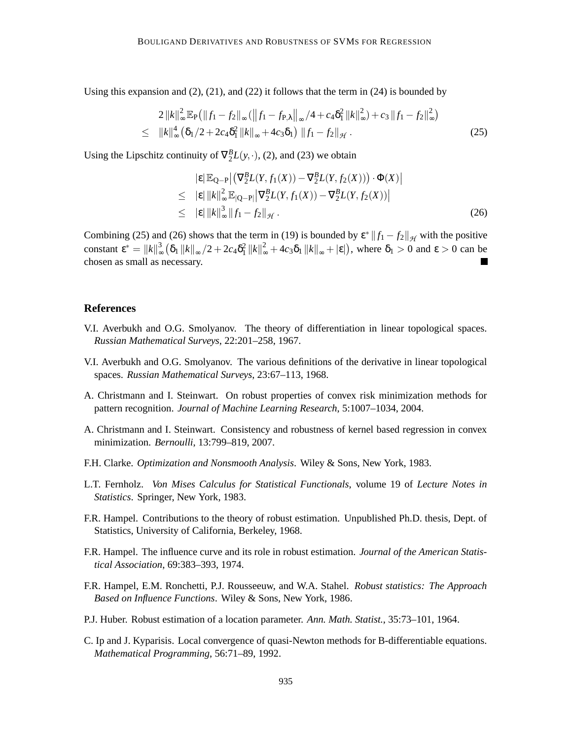Using this expansion and (2), (21), and (22) it follows that the term in (24) is bounded by

$$
\begin{aligned}
& 2\,\|k\|_\infty^2\,\mathbb{E}_{\mathrm{P}}\big(\|f_1-f_2\|_\infty\,(\big\|f_1-f_{\mathrm{P},\lambda}\big\|_\infty/4+c_4\delta_1^2\,\|k\|_\infty^2)+c_3\,\|f_1-f_2\|_\infty^2\big) \\
\leq \quad & \|k\|_\infty^4\big(\delta_1/2+2c_4\delta_1^2\,\|k\|_\infty+4c_3\delta_1\big)\;\|f_1-f_2\|_{\mathcal{H}}\,. \qquad (25)
\end{aligned}
$$

Using the Lipschitz continuity of $\nabla_2^B L(y,\cdot)$, (2), and (23) we obtain

$$
\begin{aligned}
& |\varepsilon|\,\mathbb{E}_{\mathrm{Q}-\mathrm{P}}\big|\big(\nabla_2^B L(Y,f_1(X))-\nabla_2^B L(Y,f_2(X))\big)\cdot\Phi(X)\big| \\
\leq \quad & |\varepsilon|\,\|k\|_\infty^2\,\mathbb{E}_{|\mathrm{Q}-\mathrm{P}|}\big|\nabla_2^B L(Y,f_1(X))-\nabla_2^B L(Y,f_2(X))\big| \\
\leq \quad & |\varepsilon|\,\|k\|_\infty^3\,\|f_1-f_2\|_{\mathcal{H}}\,. \qquad (26)
\end{aligned}
$$

Combining (25) and (26) shows that the term in (19) is bounded by $\varepsilon^*\,\|f_1-f_2\|_{\mathcal{H}}$ with the positive constant $\varepsilon^*=\|k\|_\infty^3\big(\delta_1\,\|k\|_\infty/2+2c_4\delta_1^2\,\|k\|_\infty^2+4c_3\delta_1\,\|k\|_\infty+|\varepsilon|\big)$, where $\delta_1>0$ and $\varepsilon>0$ can be chosen as small as necessary. ■

## References

V.I. Averbukh and O.G. Smolyanov. The theory of differentiation in linear topological spaces. *Russian Mathematical Surveys*, 22:201–258, 1967.

V.I. Averbukh and O.G. Smolyanov. The various definitions of the derivative in linear topological spaces. *Russian Mathematical Surveys*, 23:67–113, 1968.

A. Christmann and I. Steinwart. On robust properties of convex risk minimization methods for pattern recognition. *Journal of Machine Learning Research*, 5:1007–1034, 2004.

A. Christmann and I. Steinwart. Consistency and robustness of kernel based regression in convex minimization. *Bernoulli*, 13:799–819, 2007.

F.H. Clarke. *Optimization and Nonsmooth Analysis*. Wiley & Sons, New York, 1983.

L.T. Fernholz. *Von Mises Calculus for Statistical Functionals*, volume 19 of *Lecture Notes in Statistics*. Springer, New York, 1983.

F.R. Hampel. Contributions to the theory of robust estimation. Unpublished Ph.D. thesis, Dept. of Statistics, University of California, Berkeley, 1968.

F.R. Hampel. The influence curve and its role in robust estimation. *Journal of the American Statistical Association*, 69:383–393, 1974.

F.R. Hampel, E.M. Ronchetti, P.J. Rousseeuw, and W.A. Stahel. *Robust statistics: The Approach Based on Influence Functions*. Wiley & Sons, New York, 1986.

P.J. Huber. Robust estimation of a location parameter. *Ann. Math. Statist.*, 35:73–101, 1964.

C. Ip and J. Kyparisis. Local convergence of quasi-Newton methods for B-differentiable equations. *Mathematical Programming*, 56:71–89, 1992.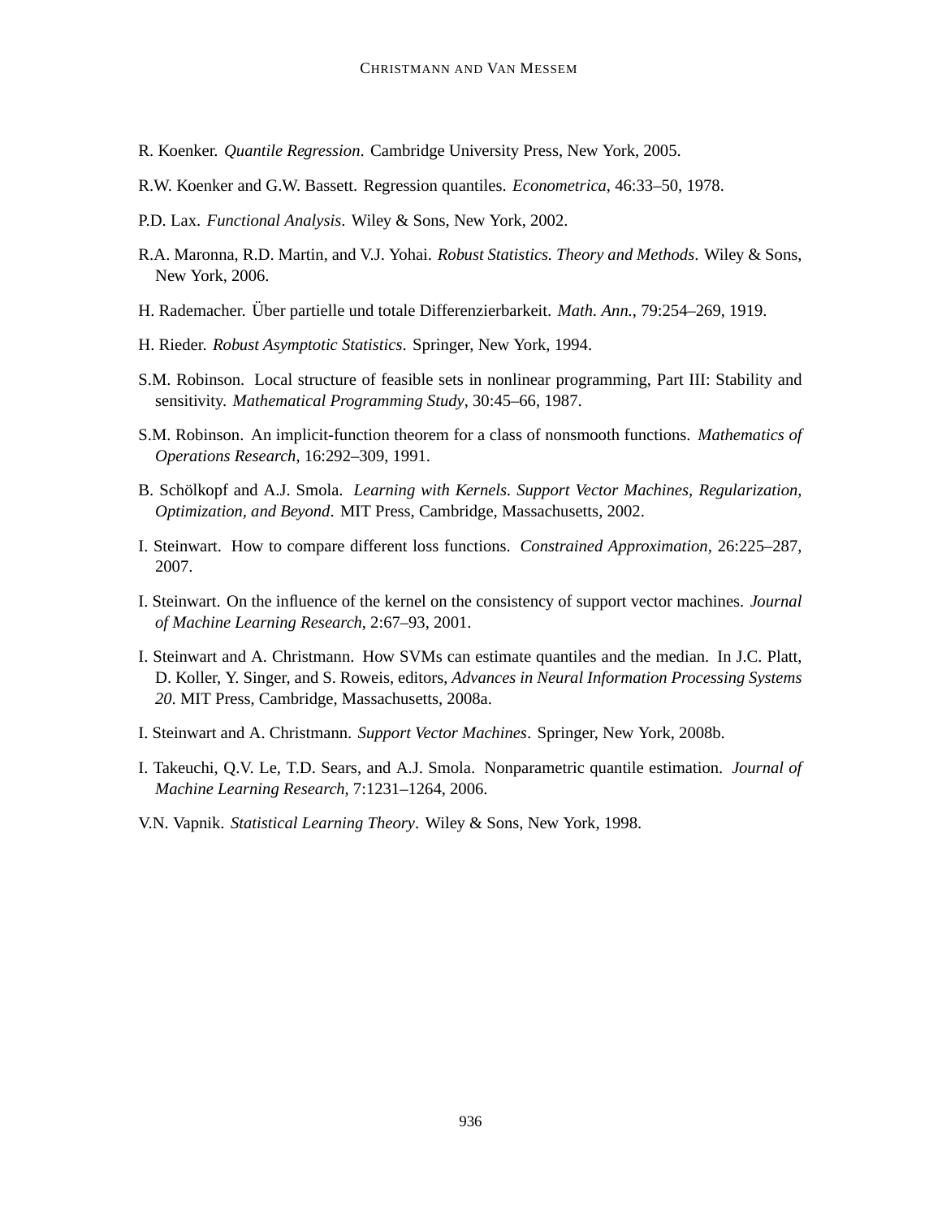R. Koenker. *Quantile Regression*. Cambridge University Press, New York, 2005.

R.W. Koenker and G.W. Bassett. Regression quantiles. *Econometrica*, 46:33–50, 1978.

P.D. Lax. *Functional Analysis*. Wiley & Sons, New York, 2002.

R.A. Maronna, R.D. Martin, and V.J. Yohai. *Robust Statistics. Theory and Methods*. Wiley & Sons, New York, 2006.

H. Rademacher. Über partielle und totale Differenzierbarkeit. *Math. Ann.*, 79:254–269, 1919.

H. Rieder. *Robust Asymptotic Statistics*. Springer, New York, 1994.

S.M. Robinson. Local structure of feasible sets in nonlinear programming, Part III: Stability and sensitivity. *Mathematical Programming Study*, 30:45–66, 1987.

S.M. Robinson. An implicit-function theorem for a class of nonsmooth functions. *Mathematics of Operations Research*, 16:292–309, 1991.

B. Schölkopf and A.J. Smola. *Learning with Kernels. Support Vector Machines, Regularization, Optimization, and Beyond*. MIT Press, Cambridge, Massachusetts, 2002.

I. Steinwart. How to compare different loss functions. *Constrained Approximation*, 26:225–287, 2007.

I. Steinwart. On the influence of the kernel on the consistency of support vector machines. *Journal of Machine Learning Research*, 2:67–93, 2001.

I. Steinwart and A. Christmann. How SVMs can estimate quantiles and the median. In J.C. Platt, D. Koller, Y. Singer, and S. Roweis, editors, *Advances in Neural Information Processing Systems 20*. MIT Press, Cambridge, Massachusetts, 2008a.

I. Steinwart and A. Christmann. *Support Vector Machines*. Springer, New York, 2008b.

I. Takeuchi, Q.V. Le, T.D. Sears, and A.J. Smola. Nonparametric quantile estimation. *Journal of Machine Learning Research*, 7:1231–1264, 2006.

V.N. Vapnik. *Statistical Learning Theory*. Wiley & Sons, New York, 1998.